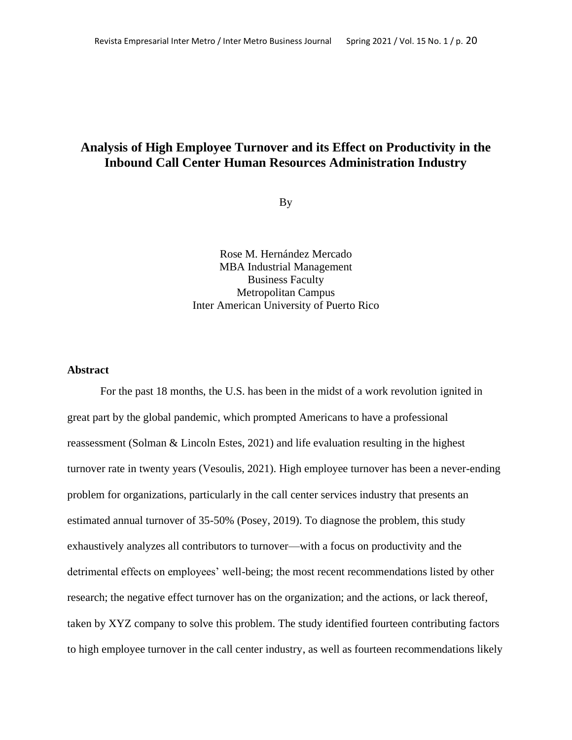# Analysis of High Employee Turnover and its Effect on Productivity in the Inbound Call Center Human Resources Administration Industry

By

Rose M. Hernández Mercado
MBA Industrial Management
Business Faculty
Metropolitan Campus
Inter American University of Puerto Rico

## Abstract

For the past 18 months, the U.S. has been in the midst of a work revolution ignited in great part by the global pandemic, which prompted Americans to have a professional reassessment (Solman & Lincoln Estes, 2021) and life evaluation resulting in the highest turnover rate in twenty years (Vesoulis, 2021). High employee turnover has been a never-ending problem for organizations, particularly in the call center services industry that presents an estimated annual turnover of 35-50% (Posey, 2019). To diagnose the problem, this study exhaustively analyzes all contributors to turnover—with a focus on productivity and the detrimental effects on employees' well-being; the most recent recommendations listed by other research; the negative effect turnover has on the organization; and the actions, or lack thereof, taken by XYZ company to solve this problem. The study identified fourteen contributing factors to high employee turnover in the call center industry, as well as fourteen recommendations likely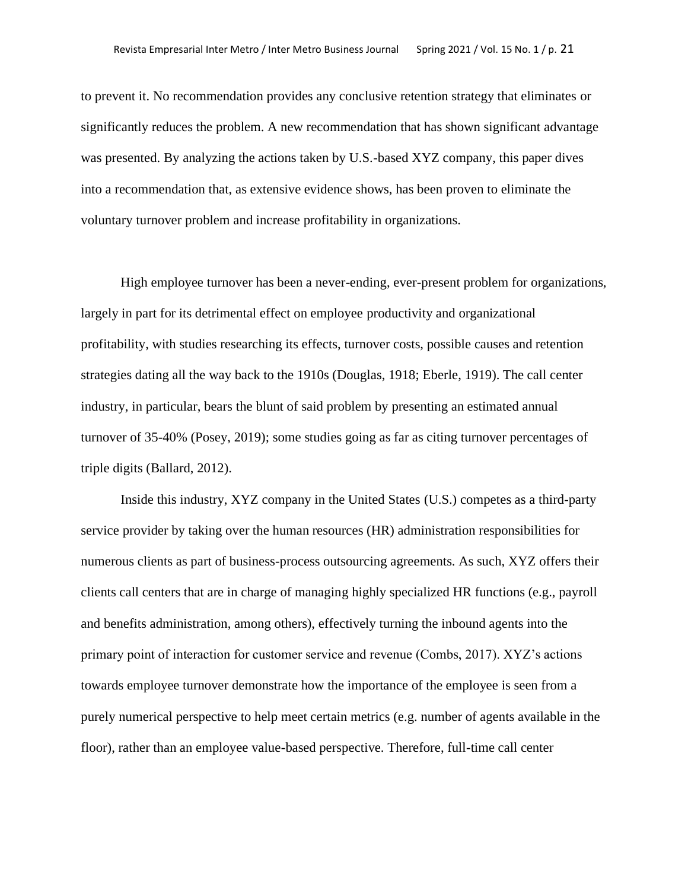to prevent it. No recommendation provides any conclusive retention strategy that eliminates or significantly reduces the problem. A new recommendation that has shown significant advantage was presented. By analyzing the actions taken by U.S.-based XYZ company, this paper dives into a recommendation that, as extensive evidence shows, has been proven to eliminate the voluntary turnover problem and increase profitability in organizations.

High employee turnover has been a never-ending, ever-present problem for organizations, largely in part for its detrimental effect on employee productivity and organizational profitability, with studies researching its effects, turnover costs, possible causes and retention strategies dating all the way back to the 1910s (Douglas, 1918; Eberle, 1919). The call center industry, in particular, bears the blunt of said problem by presenting an estimated annual turnover of 35-40% (Posey, 2019); some studies going as far as citing turnover percentages of triple digits (Ballard, 2012).

Inside this industry, XYZ company in the United States (U.S.) competes as a third-party service provider by taking over the human resources (HR) administration responsibilities for numerous clients as part of business-process outsourcing agreements. As such, XYZ offers their clients call centers that are in charge of managing highly specialized HR functions (e.g., payroll and benefits administration, among others), effectively turning the inbound agents into the primary point of interaction for customer service and revenue (Combs, 2017). XYZ's actions towards employee turnover demonstrate how the importance of the employee is seen from a purely numerical perspective to help meet certain metrics (e.g. number of agents available in the floor), rather than an employee value-based perspective. Therefore, full-time call center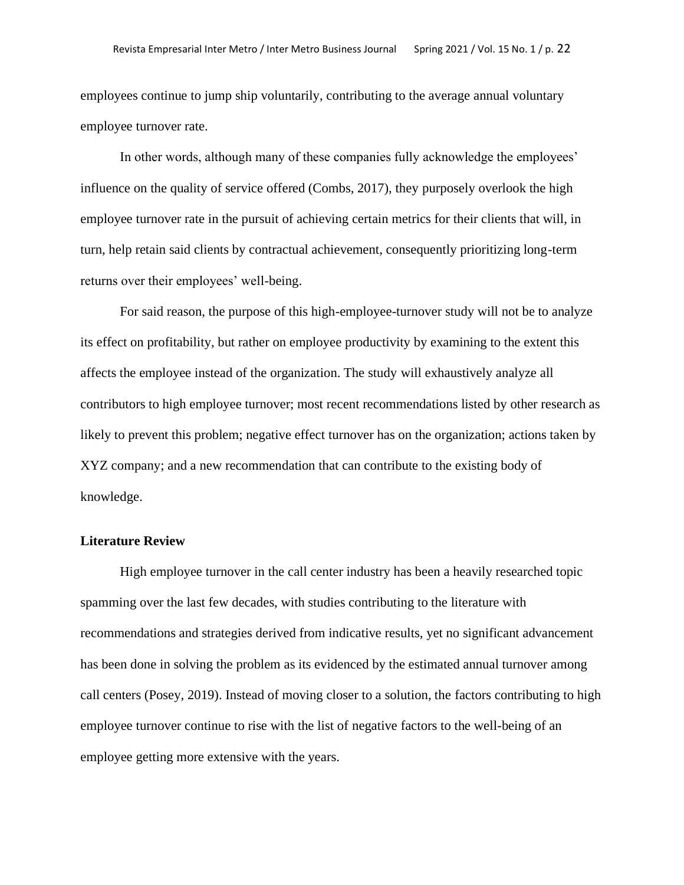employees continue to jump ship voluntarily, contributing to the average annual voluntary employee turnover rate.

In other words, although many of these companies fully acknowledge the employees' influence on the quality of service offered (Combs, 2017), they purposely overlook the high employee turnover rate in the pursuit of achieving certain metrics for their clients that will, in turn, help retain said clients by contractual achievement, consequently prioritizing long-term returns over their employees' well-being.

For said reason, the purpose of this high-employee-turnover study will not be to analyze its effect on profitability, but rather on employee productivity by examining to the extent this affects the employee instead of the organization. The study will exhaustively analyze all contributors to high employee turnover; most recent recommendations listed by other research as likely to prevent this problem; negative effect turnover has on the organization; actions taken by XYZ company; and a new recommendation that can contribute to the existing body of knowledge.

**Literature Review**

High employee turnover in the call center industry has been a heavily researched topic spamming over the last few decades, with studies contributing to the literature with recommendations and strategies derived from indicative results, yet no significant advancement has been done in solving the problem as its evidenced by the estimated annual turnover among call centers (Posey, 2019). Instead of moving closer to a solution, the factors contributing to high employee turnover continue to rise with the list of negative factors to the well-being of an employee getting more extensive with the years.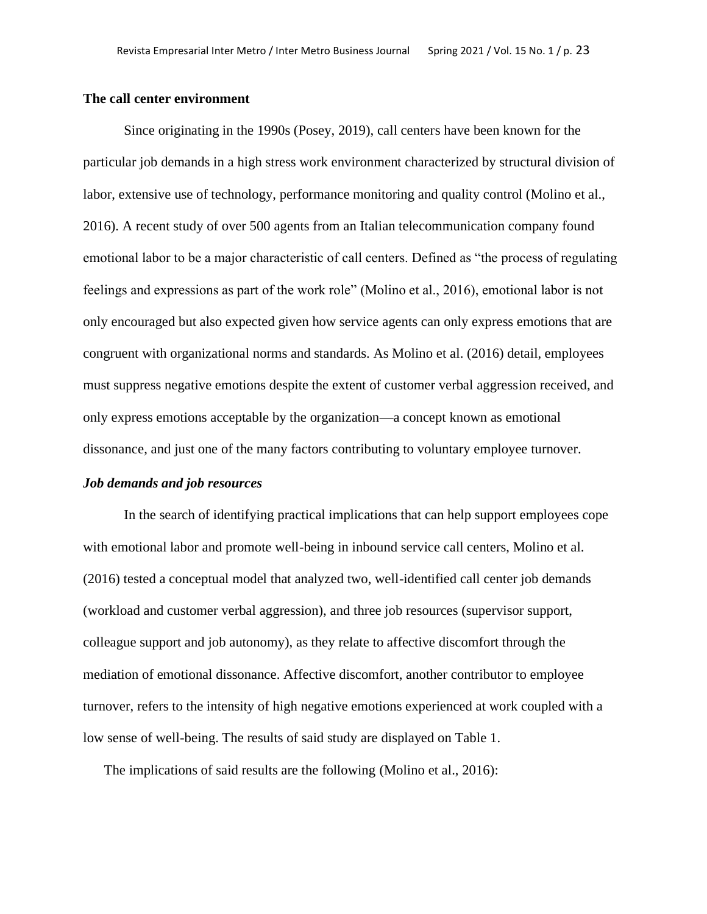## The call center environment

Since originating in the 1990s (Posey, 2019), call centers have been known for the particular job demands in a high stress work environment characterized by structural division of labor, extensive use of technology, performance monitoring and quality control (Molino et al., 2016). A recent study of over 500 agents from an Italian telecommunication company found emotional labor to be a major characteristic of call centers. Defined as "the process of regulating feelings and expressions as part of the work role" (Molino et al., 2016), emotional labor is not only encouraged but also expected given how service agents can only express emotions that are congruent with organizational norms and standards. As Molino et al. (2016) detail, employees must suppress negative emotions despite the extent of customer verbal aggression received, and only express emotions acceptable by the organization—a concept known as emotional dissonance, and just one of the many factors contributing to voluntary employee turnover.

### *Job demands and job resources*

In the search of identifying practical implications that can help support employees cope with emotional labor and promote well-being in inbound service call centers, Molino et al. (2016) tested a conceptual model that analyzed two, well-identified call center job demands (workload and customer verbal aggression), and three job resources (supervisor support, colleague support and job autonomy), as they relate to affective discomfort through the mediation of emotional dissonance. Affective discomfort, another contributor to employee turnover, refers to the intensity of high negative emotions experienced at work coupled with a low sense of well-being. The results of said study are displayed on Table 1.

The implications of said results are the following (Molino et al., 2016):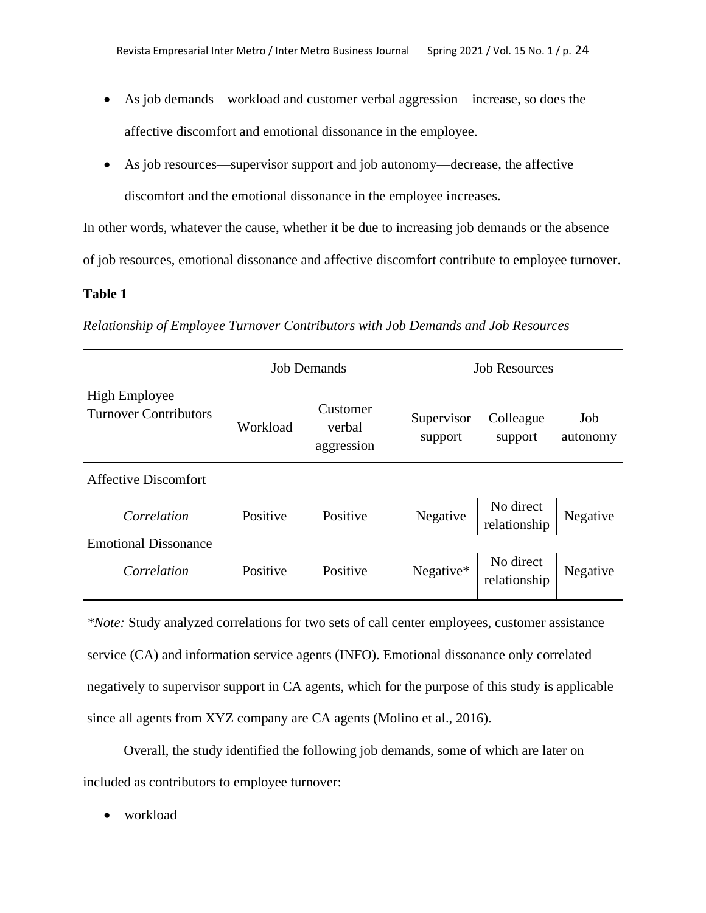- As job demands—workload and customer verbal aggression—increase, so does the affective discomfort and emotional dissonance in the employee.
- As job resources—supervisor support and job autonomy—decrease, the affective discomfort and the emotional dissonance in the employee increases.

In other words, whatever the cause, whether it be due to increasing job demands or the absence of job resources, emotional dissonance and affective discomfort contribute to employee turnover.

**Table 1**

*Relationship of Employee Turnover Contributors with Job Demands and Job Resources*

| High Employee Turnover Contributors | Job Demands | | Job Resources | | |
|---|---|---|---|---|---|
| | Workload | Customer verbal aggression | Supervisor support | Colleague support | Job autonomy |
| Affective Discomfort | | | | | |
| *Correlation* | Positive | Positive | Negative | No direct relationship | Negative |
| Emotional Dissonance | | | | | |
| *Correlation* | Positive | Positive | Negative* | No direct relationship | Negative |

*\*Note:* Study analyzed correlations for two sets of call center employees, customer assistance service (CA) and information service agents (INFO). Emotional dissonance only correlated negatively to supervisor support in CA agents, which for the purpose of this study is applicable since all agents from XYZ company are CA agents (Molino et al., 2016).

Overall, the study identified the following job demands, some of which are later on included as contributors to employee turnover:

- workload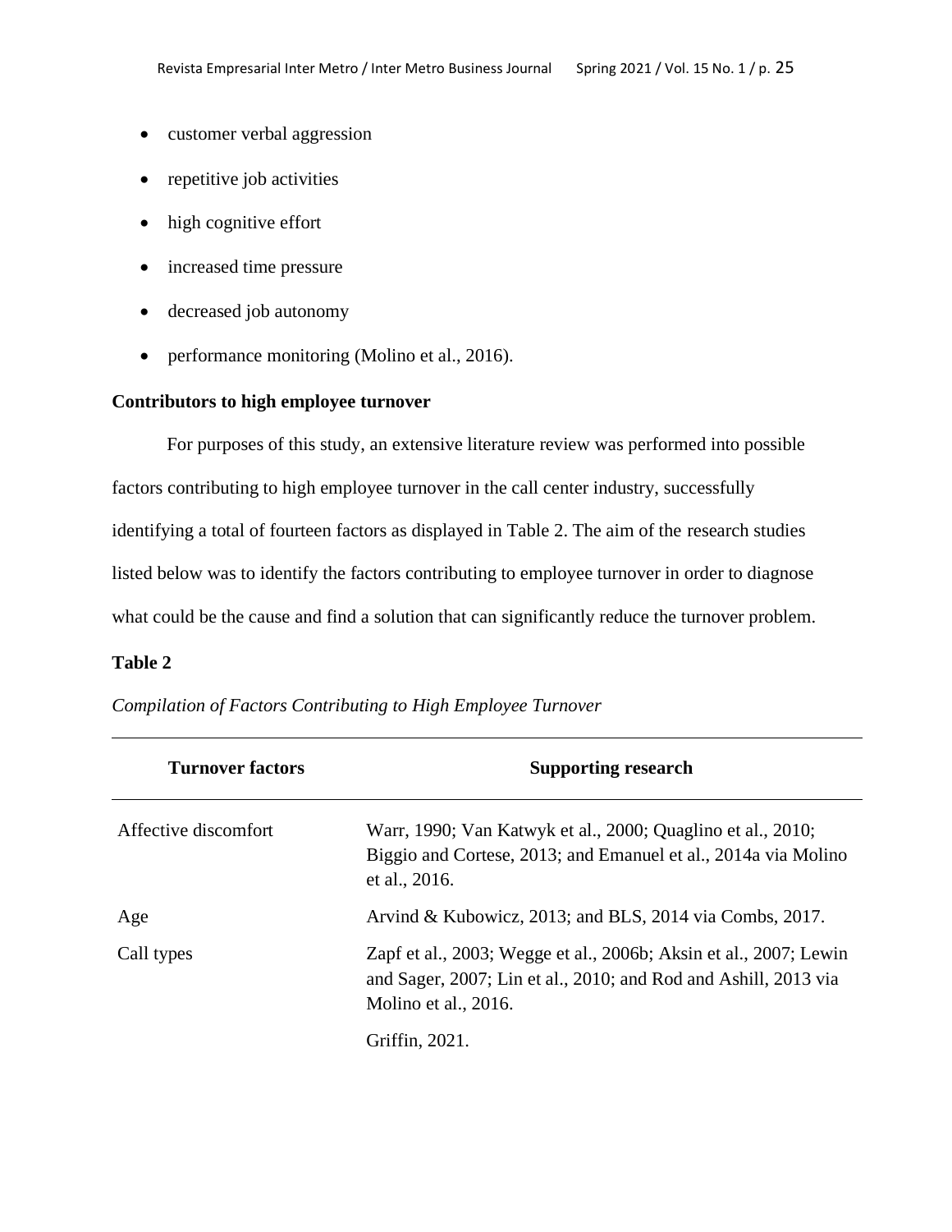- customer verbal aggression
- repetitive job activities
- high cognitive effort
- increased time pressure
- decreased job autonomy
- performance monitoring (Molino et al., 2016).

### Contributors to high employee turnover

For purposes of this study, an extensive literature review was performed into possible factors contributing to high employee turnover in the call center industry, successfully identifying a total of fourteen factors as displayed in Table 2. The aim of the research studies listed below was to identify the factors contributing to employee turnover in order to diagnose what could be the cause and find a solution that can significantly reduce the turnover problem.

**Table 2**

*Compilation of Factors Contributing to High Employee Turnover*

| Turnover factors | Supporting research |
|---|---|
| Affective discomfort | Warr, 1990; Van Katwyk et al., 2000; Quaglino et al., 2010; Biggio and Cortese, 2013; and Emanuel et al., 2014a via Molino et al., 2016. |
| Age | Arvind & Kubowicz, 2013; and BLS, 2014 via Combs, 2017. |
| Call types | Zapf et al., 2003; Wegge et al., 2006b; Aksin et al., 2007; Lewin and Sager, 2007; Lin et al., 2010; and Rod and Ashill, 2013 via Molino et al., 2016. |
| | Griffin, 2021. |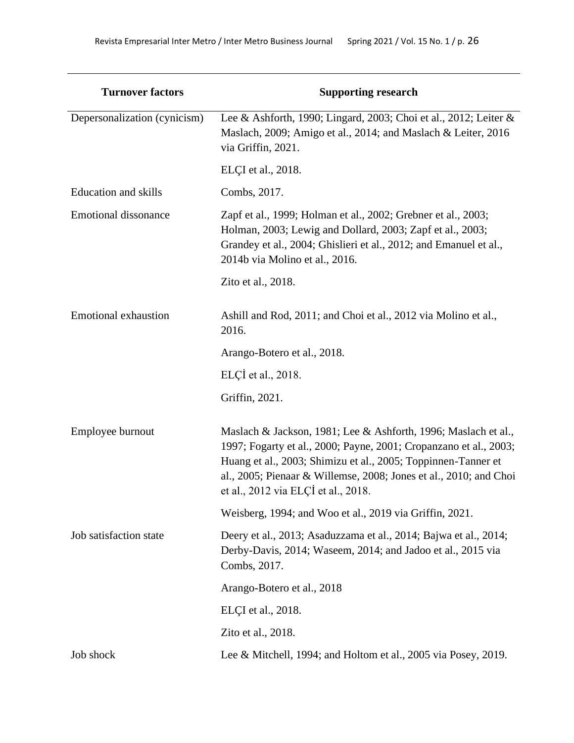| Turnover factors | Supporting research |
|---|---|
| Depersonalization (cynicism) | Lee & Ashforth, 1990; Lingard, 2003; Choi et al., 2012; Leiter & Maslach, 2009; Amigo et al., 2014; and Maslach & Leiter, 2016 via Griffin, 2021. |
| | ELÇI et al., 2018. |
| Education and skills | Combs, 2017. |
| Emotional dissonance | Zapf et al., 1999; Holman et al., 2002; Grebner et al., 2003; Holman, 2003; Lewig and Dollard, 2003; Zapf et al., 2003; Grandey et al., 2004; Ghislieri et al., 2012; and Emanuel et al., 2014b via Molino et al., 2016. |
| | Zito et al., 2018. |
| Emotional exhaustion | Ashill and Rod, 2011; and Choi et al., 2012 via Molino et al., 2016. |
| | Arango-Botero et al., 2018. |
| | ELÇİ et al., 2018. |
| | Griffin, 2021. |
| Employee burnout | Maslach & Jackson, 1981; Lee & Ashforth, 1996; Maslach et al., 1997; Fogarty et al., 2000; Payne, 2001; Cropanzano et al., 2003; Huang et al., 2003; Shimizu et al., 2005; Toppinnen-Tanner et al., 2005; Pienaar & Willemse, 2008; Jones et al., 2010; and Choi et al., 2012 via ELÇİ et al., 2018. |
| | Weisberg, 1994; and Woo et al., 2019 via Griffin, 2021. |
| Job satisfaction state | Deery et al., 2013; Asaduzzama et al., 2014; Bajwa et al., 2014; Derby-Davis, 2014; Waseem, 2014; and Jadoo et al., 2015 via Combs, 2017. |
| | Arango-Botero et al., 2018 |
| | ELÇI et al., 2018. |
| | Zito et al., 2018. |
| Job shock | Lee & Mitchell, 1994; and Holtom et al., 2005 via Posey, 2019. |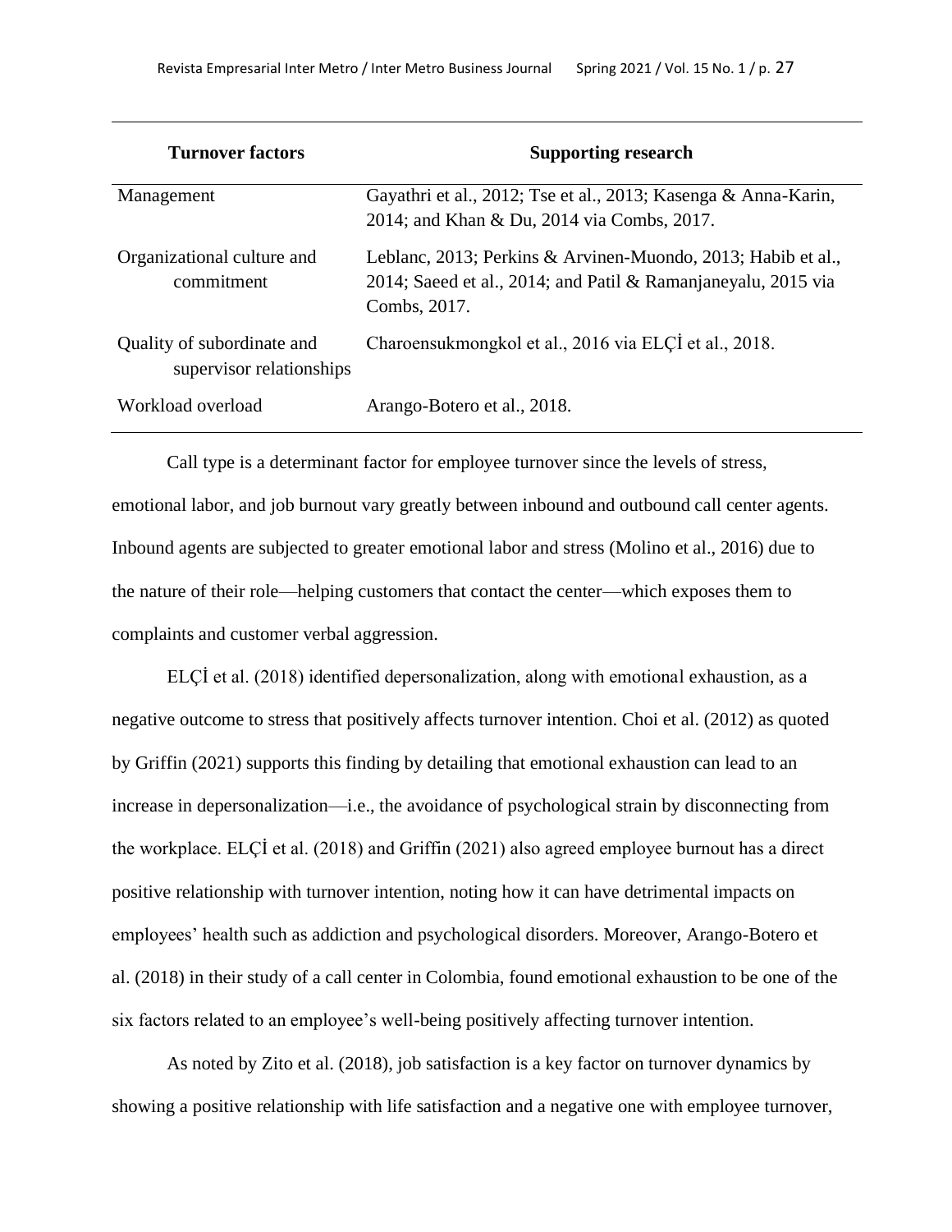| Turnover factors | Supporting research |
|---|---|
| Management | Gayathri et al., 2012; Tse et al., 2013; Kasenga & Anna-Karin, 2014; and Khan & Du, 2014 via Combs, 2017. |
| Organizational culture and commitment | Leblanc, 2013; Perkins & Arvinen-Muondo, 2013; Habib et al., 2014; Saeed et al., 2014; and Patil & Ramanjaneyalu, 2015 via Combs, 2017. |
| Quality of subordinate and supervisor relationships | Charoensukmongkol et al., 2016 via ELÇİ et al., 2018. |
| Workload overload | Arango-Botero et al., 2018. |

Call type is a determinant factor for employee turnover since the levels of stress, emotional labor, and job burnout vary greatly between inbound and outbound call center agents. Inbound agents are subjected to greater emotional labor and stress (Molino et al., 2016) due to the nature of their role—helping customers that contact the center—which exposes them to complaints and customer verbal aggression.

ELÇİ et al. (2018) identified depersonalization, along with emotional exhaustion, as a negative outcome to stress that positively affects turnover intention. Choi et al. (2012) as quoted by Griffin (2021) supports this finding by detailing that emotional exhaustion can lead to an increase in depersonalization—i.e., the avoidance of psychological strain by disconnecting from the workplace. ELÇİ et al. (2018) and Griffin (2021) also agreed employee burnout has a direct positive relationship with turnover intention, noting how it can have detrimental impacts on employees' health such as addiction and psychological disorders. Moreover, Arango-Botero et al. (2018) in their study of a call center in Colombia, found emotional exhaustion to be one of the six factors related to an employee's well-being positively affecting turnover intention.

As noted by Zito et al. (2018), job satisfaction is a key factor on turnover dynamics by showing a positive relationship with life satisfaction and a negative one with employee turnover,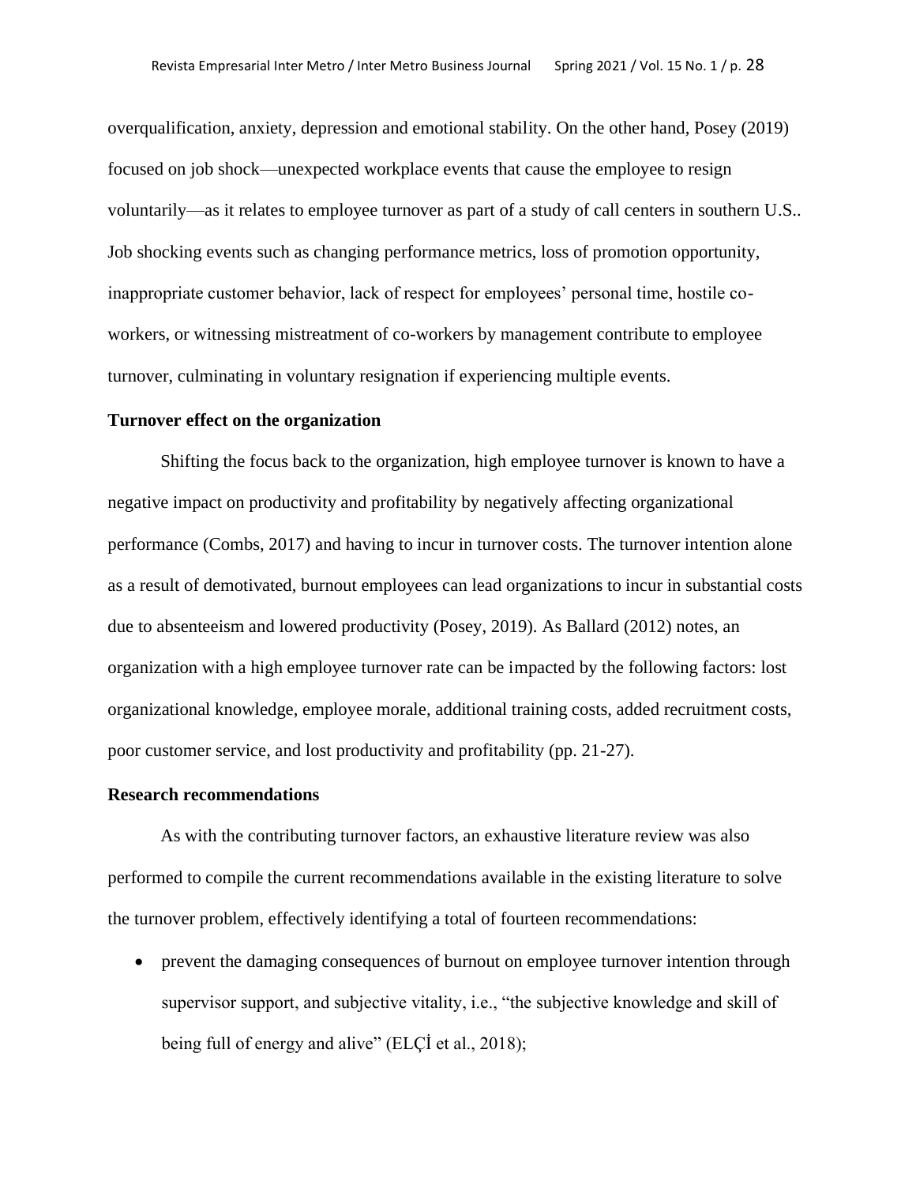overqualification, anxiety, depression and emotional stability. On the other hand, Posey (2019) focused on job shock—unexpected workplace events that cause the employee to resign voluntarily—as it relates to employee turnover as part of a study of call centers in southern U.S.. Job shocking events such as changing performance metrics, loss of promotion opportunity, inappropriate customer behavior, lack of respect for employees' personal time, hostile co-workers, or witnessing mistreatment of co-workers by management contribute to employee turnover, culminating in voluntary resignation if experiencing multiple events.

**Turnover effect on the organization**

Shifting the focus back to the organization, high employee turnover is known to have a negative impact on productivity and profitability by negatively affecting organizational performance (Combs, 2017) and having to incur in turnover costs. The turnover intention alone as a result of demotivated, burnout employees can lead organizations to incur in substantial costs due to absenteeism and lowered productivity (Posey, 2019). As Ballard (2012) notes, an organization with a high employee turnover rate can be impacted by the following factors: lost organizational knowledge, employee morale, additional training costs, added recruitment costs, poor customer service, and lost productivity and profitability (pp. 21-27).

**Research recommendations**

As with the contributing turnover factors, an exhaustive literature review was also performed to compile the current recommendations available in the existing literature to solve the turnover problem, effectively identifying a total of fourteen recommendations:

- prevent the damaging consequences of burnout on employee turnover intention through supervisor support, and subjective vitality, i.e., "the subjective knowledge and skill of being full of energy and alive" (ELÇİ et al., 2018);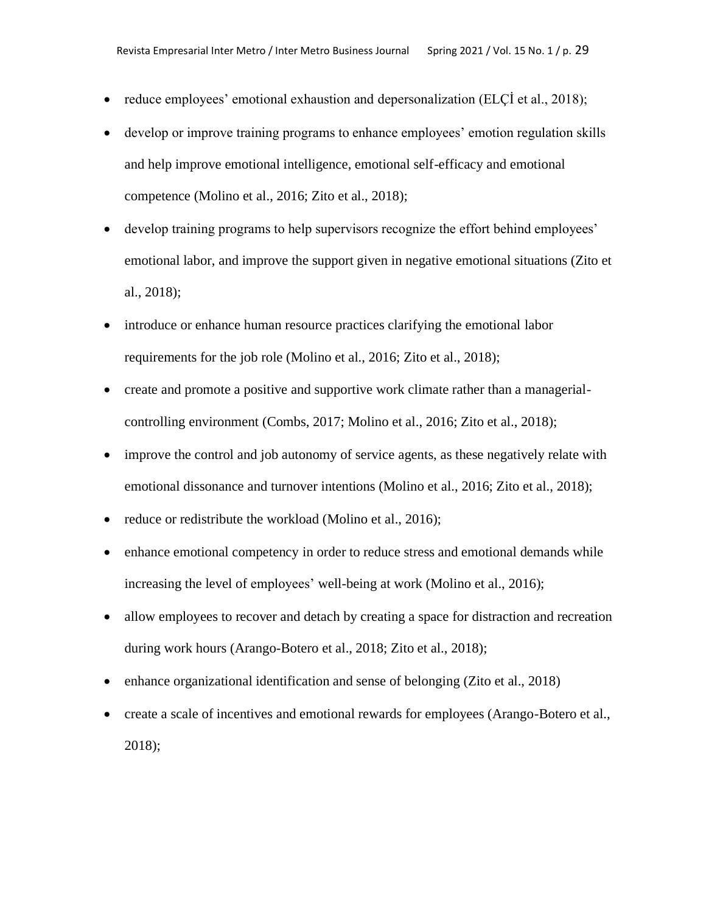- reduce employees' emotional exhaustion and depersonalization (ELÇİ et al., 2018);
- develop or improve training programs to enhance employees' emotion regulation skills and help improve emotional intelligence, emotional self-efficacy and emotional competence (Molino et al., 2016; Zito et al., 2018);
- develop training programs to help supervisors recognize the effort behind employees' emotional labor, and improve the support given in negative emotional situations (Zito et al., 2018);
- introduce or enhance human resource practices clarifying the emotional labor requirements for the job role (Molino et al., 2016; Zito et al., 2018);
- create and promote a positive and supportive work climate rather than a managerial-controlling environment (Combs, 2017; Molino et al., 2016; Zito et al., 2018);
- improve the control and job autonomy of service agents, as these negatively relate with emotional dissonance and turnover intentions (Molino et al., 2016; Zito et al., 2018);
- reduce or redistribute the workload (Molino et al., 2016);
- enhance emotional competency in order to reduce stress and emotional demands while increasing the level of employees' well-being at work (Molino et al., 2016);
- allow employees to recover and detach by creating a space for distraction and recreation during work hours (Arango-Botero et al., 2018; Zito et al., 2018);
- enhance organizational identification and sense of belonging (Zito et al., 2018)
- create a scale of incentives and emotional rewards for employees (Arango-Botero et al., 2018);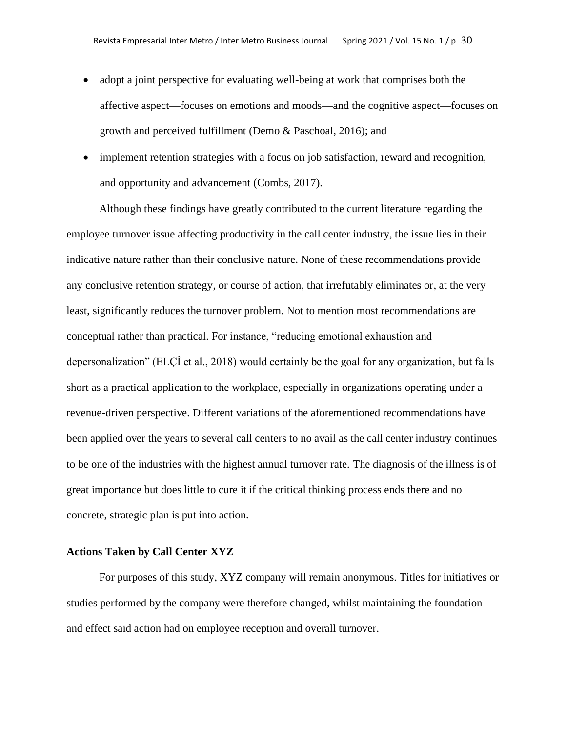- adopt a joint perspective for evaluating well-being at work that comprises both the affective aspect—focuses on emotions and moods—and the cognitive aspect—focuses on growth and perceived fulfillment (Demo & Paschoal, 2016); and
- implement retention strategies with a focus on job satisfaction, reward and recognition, and opportunity and advancement (Combs, 2017).

Although these findings have greatly contributed to the current literature regarding the employee turnover issue affecting productivity in the call center industry, the issue lies in their indicative nature rather than their conclusive nature. None of these recommendations provide any conclusive retention strategy, or course of action, that irrefutably eliminates or, at the very least, significantly reduces the turnover problem. Not to mention most recommendations are conceptual rather than practical. For instance, "reducing emotional exhaustion and depersonalization" (ELÇİ et al., 2018) would certainly be the goal for any organization, but falls short as a practical application to the workplace, especially in organizations operating under a revenue-driven perspective. Different variations of the aforementioned recommendations have been applied over the years to several call centers to no avail as the call center industry continues to be one of the industries with the highest annual turnover rate. The diagnosis of the illness is of great importance but does little to cure it if the critical thinking process ends there and no concrete, strategic plan is put into action.

**Actions Taken by Call Center XYZ**

For purposes of this study, XYZ company will remain anonymous. Titles for initiatives or studies performed by the company were therefore changed, whilst maintaining the foundation and effect said action had on employee reception and overall turnover.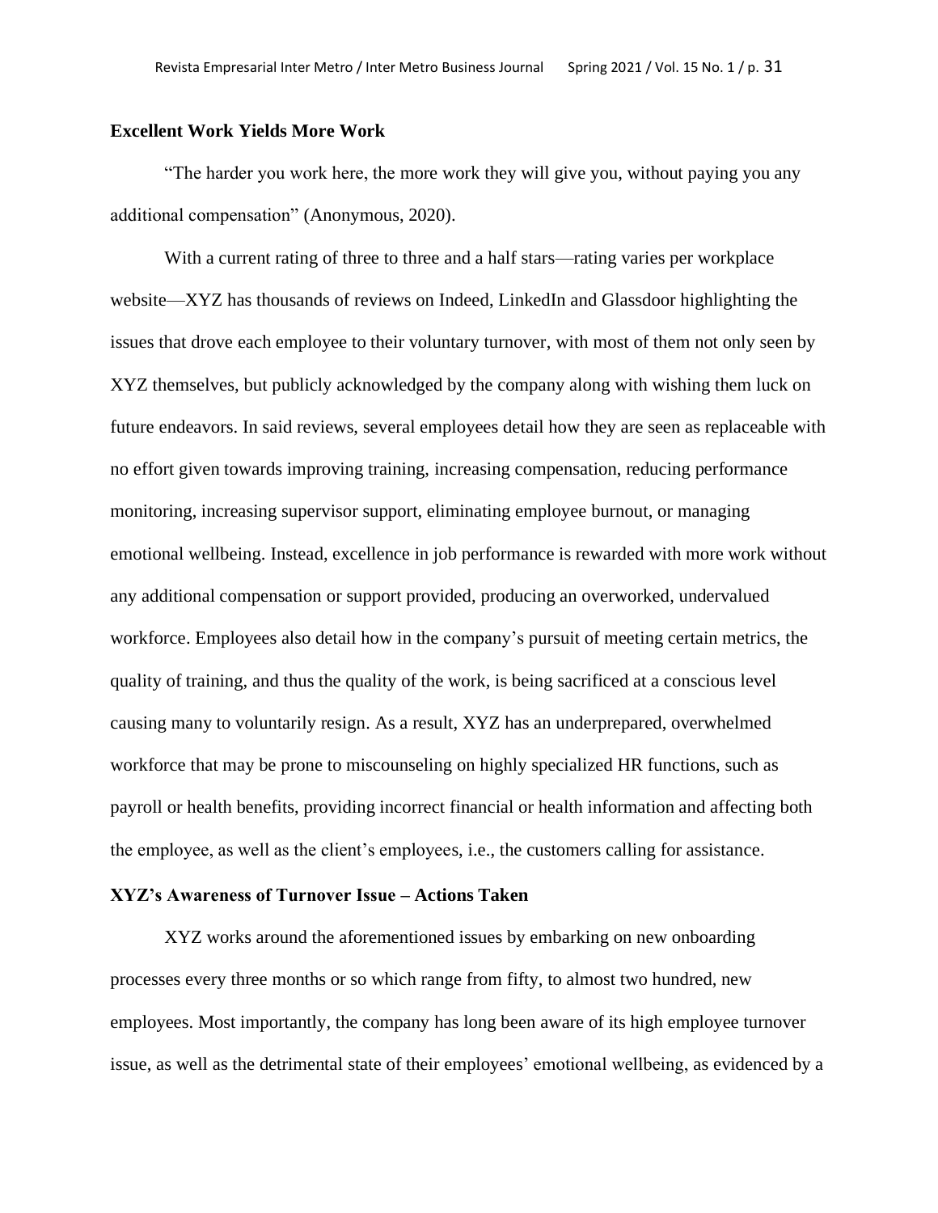## Excellent Work Yields More Work

"The harder you work here, the more work they will give you, without paying you any additional compensation" (Anonymous, 2020).

With a current rating of three to three and a half stars—rating varies per workplace website—XYZ has thousands of reviews on Indeed, LinkedIn and Glassdoor highlighting the issues that drove each employee to their voluntary turnover, with most of them not only seen by XYZ themselves, but publicly acknowledged by the company along with wishing them luck on future endeavors. In said reviews, several employees detail how they are seen as replaceable with no effort given towards improving training, increasing compensation, reducing performance monitoring, increasing supervisor support, eliminating employee burnout, or managing emotional wellbeing. Instead, excellence in job performance is rewarded with more work without any additional compensation or support provided, producing an overworked, undervalued workforce. Employees also detail how in the company's pursuit of meeting certain metrics, the quality of training, and thus the quality of the work, is being sacrificed at a conscious level causing many to voluntarily resign. As a result, XYZ has an underprepared, overwhelmed workforce that may be prone to miscounseling on highly specialized HR functions, such as payroll or health benefits, providing incorrect financial or health information and affecting both the employee, as well as the client's employees, i.e., the customers calling for assistance.

## XYZ's Awareness of Turnover Issue – Actions Taken

XYZ works around the aforementioned issues by embarking on new onboarding processes every three months or so which range from fifty, to almost two hundred, new employees. Most importantly, the company has long been aware of its high employee turnover issue, as well as the detrimental state of their employees' emotional wellbeing, as evidenced by a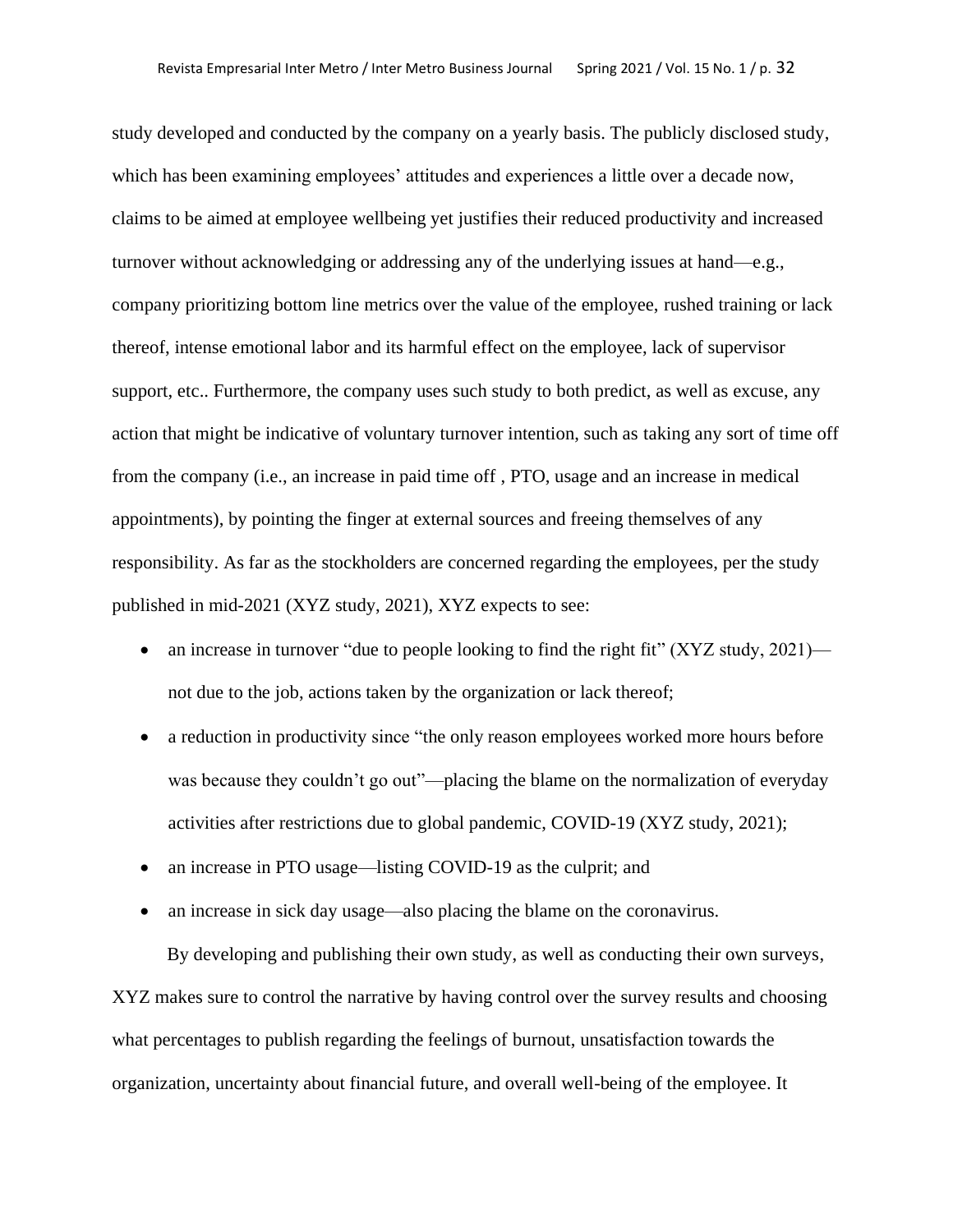study developed and conducted by the company on a yearly basis. The publicly disclosed study, which has been examining employees' attitudes and experiences a little over a decade now, claims to be aimed at employee wellbeing yet justifies their reduced productivity and increased turnover without acknowledging or addressing any of the underlying issues at hand—e.g., company prioritizing bottom line metrics over the value of the employee, rushed training or lack thereof, intense emotional labor and its harmful effect on the employee, lack of supervisor support, etc.. Furthermore, the company uses such study to both predict, as well as excuse, any action that might be indicative of voluntary turnover intention, such as taking any sort of time off from the company (i.e., an increase in paid time off , PTO, usage and an increase in medical appointments), by pointing the finger at external sources and freeing themselves of any responsibility. As far as the stockholders are concerned regarding the employees, per the study published in mid-2021 (XYZ study, 2021), XYZ expects to see:

- an increase in turnover "due to people looking to find the right fit" (XYZ study, 2021)—not due to the job, actions taken by the organization or lack thereof;
- a reduction in productivity since "the only reason employees worked more hours before was because they couldn't go out"—placing the blame on the normalization of everyday activities after restrictions due to global pandemic, COVID-19 (XYZ study, 2021);
- an increase in PTO usage—listing COVID-19 as the culprit; and
- an increase in sick day usage—also placing the blame on the coronavirus.

By developing and publishing their own study, as well as conducting their own surveys, XYZ makes sure to control the narrative by having control over the survey results and choosing what percentages to publish regarding the feelings of burnout, unsatisfaction towards the organization, uncertainty about financial future, and overall well-being of the employee. It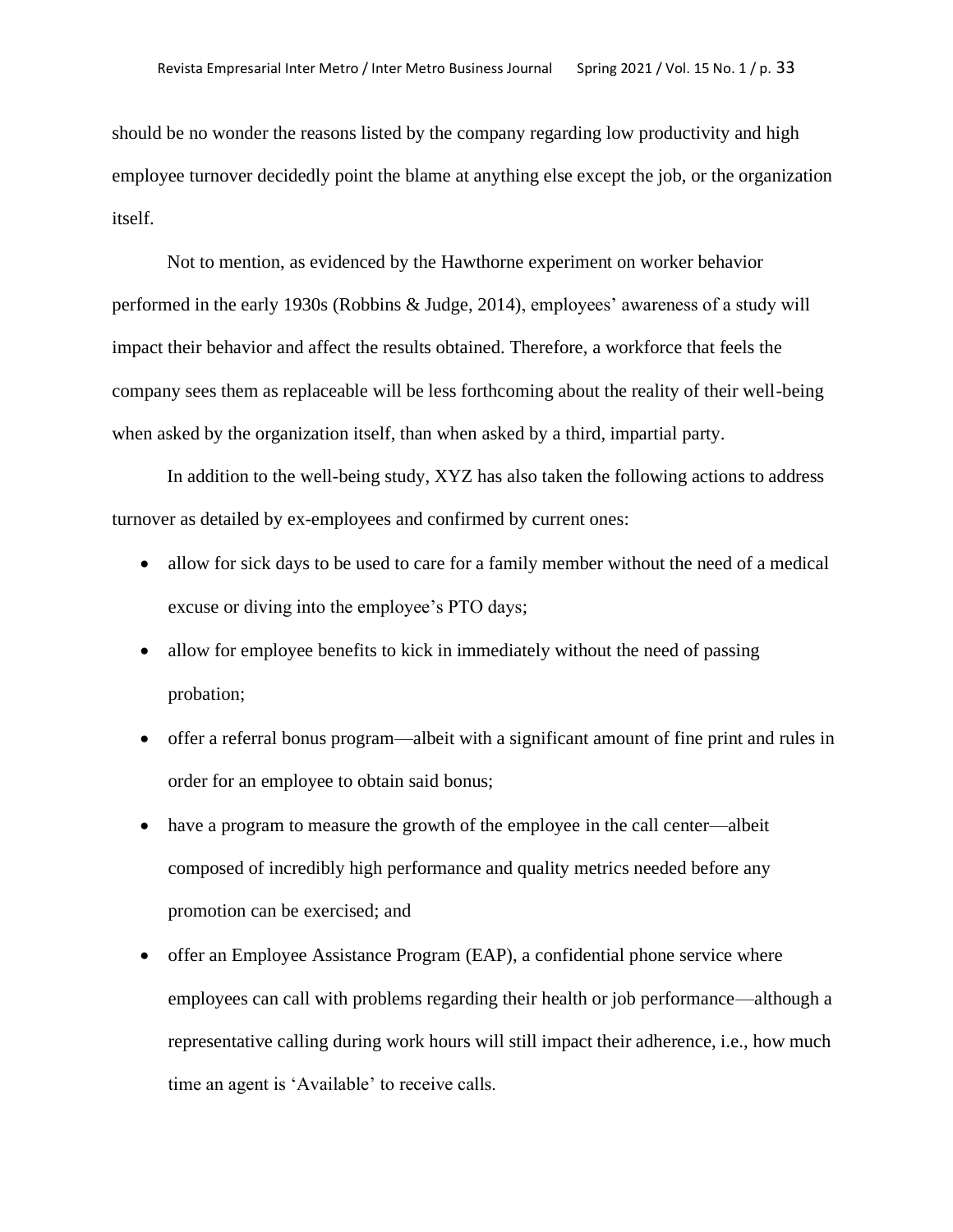should be no wonder the reasons listed by the company regarding low productivity and high employee turnover decidedly point the blame at anything else except the job, or the organization itself.

Not to mention, as evidenced by the Hawthorne experiment on worker behavior performed in the early 1930s (Robbins & Judge, 2014), employees' awareness of a study will impact their behavior and affect the results obtained. Therefore, a workforce that feels the company sees them as replaceable will be less forthcoming about the reality of their well-being when asked by the organization itself, than when asked by a third, impartial party.

In addition to the well-being study, XYZ has also taken the following actions to address turnover as detailed by ex-employees and confirmed by current ones:

- allow for sick days to be used to care for a family member without the need of a medical excuse or diving into the employee's PTO days;
- allow for employee benefits to kick in immediately without the need of passing probation;
- offer a referral bonus program—albeit with a significant amount of fine print and rules in order for an employee to obtain said bonus;
- have a program to measure the growth of the employee in the call center—albeit composed of incredibly high performance and quality metrics needed before any promotion can be exercised; and
- offer an Employee Assistance Program (EAP), a confidential phone service where employees can call with problems regarding their health or job performance—although a representative calling during work hours will still impact their adherence, i.e., how much time an agent is 'Available' to receive calls.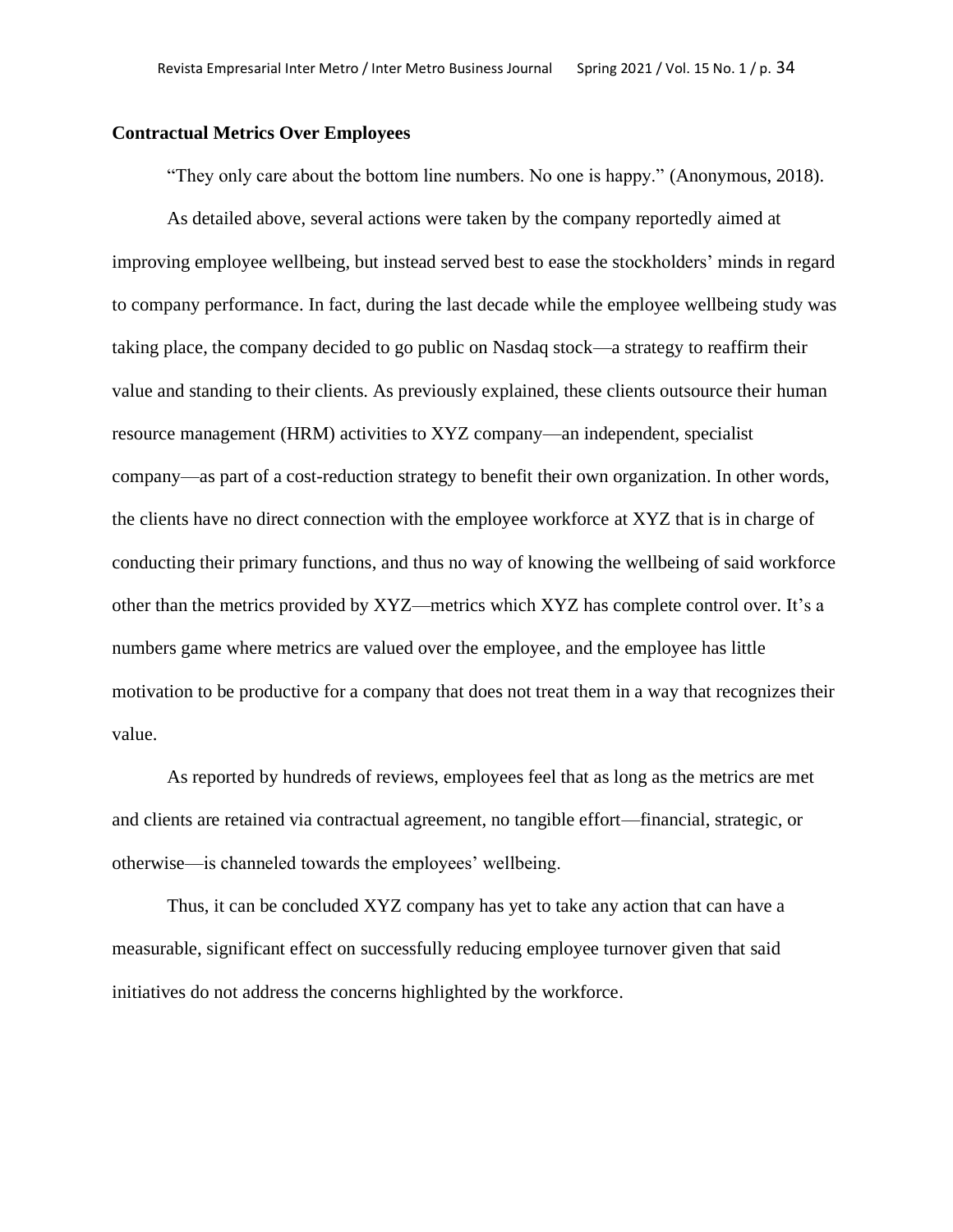### Contractual Metrics Over Employees

"They only care about the bottom line numbers. No one is happy." (Anonymous, 2018).

As detailed above, several actions were taken by the company reportedly aimed at improving employee wellbeing, but instead served best to ease the stockholders' minds in regard to company performance. In fact, during the last decade while the employee wellbeing study was taking place, the company decided to go public on Nasdaq stock—a strategy to reaffirm their value and standing to their clients. As previously explained, these clients outsource their human resource management (HRM) activities to XYZ company—an independent, specialist company—as part of a cost-reduction strategy to benefit their own organization. In other words, the clients have no direct connection with the employee workforce at XYZ that is in charge of conducting their primary functions, and thus no way of knowing the wellbeing of said workforce other than the metrics provided by XYZ—metrics which XYZ has complete control over. It's a numbers game where metrics are valued over the employee, and the employee has little motivation to be productive for a company that does not treat them in a way that recognizes their value.

As reported by hundreds of reviews, employees feel that as long as the metrics are met and clients are retained via contractual agreement, no tangible effort—financial, strategic, or otherwise—is channeled towards the employees' wellbeing.

Thus, it can be concluded XYZ company has yet to take any action that can have a measurable, significant effect on successfully reducing employee turnover given that said initiatives do not address the concerns highlighted by the workforce.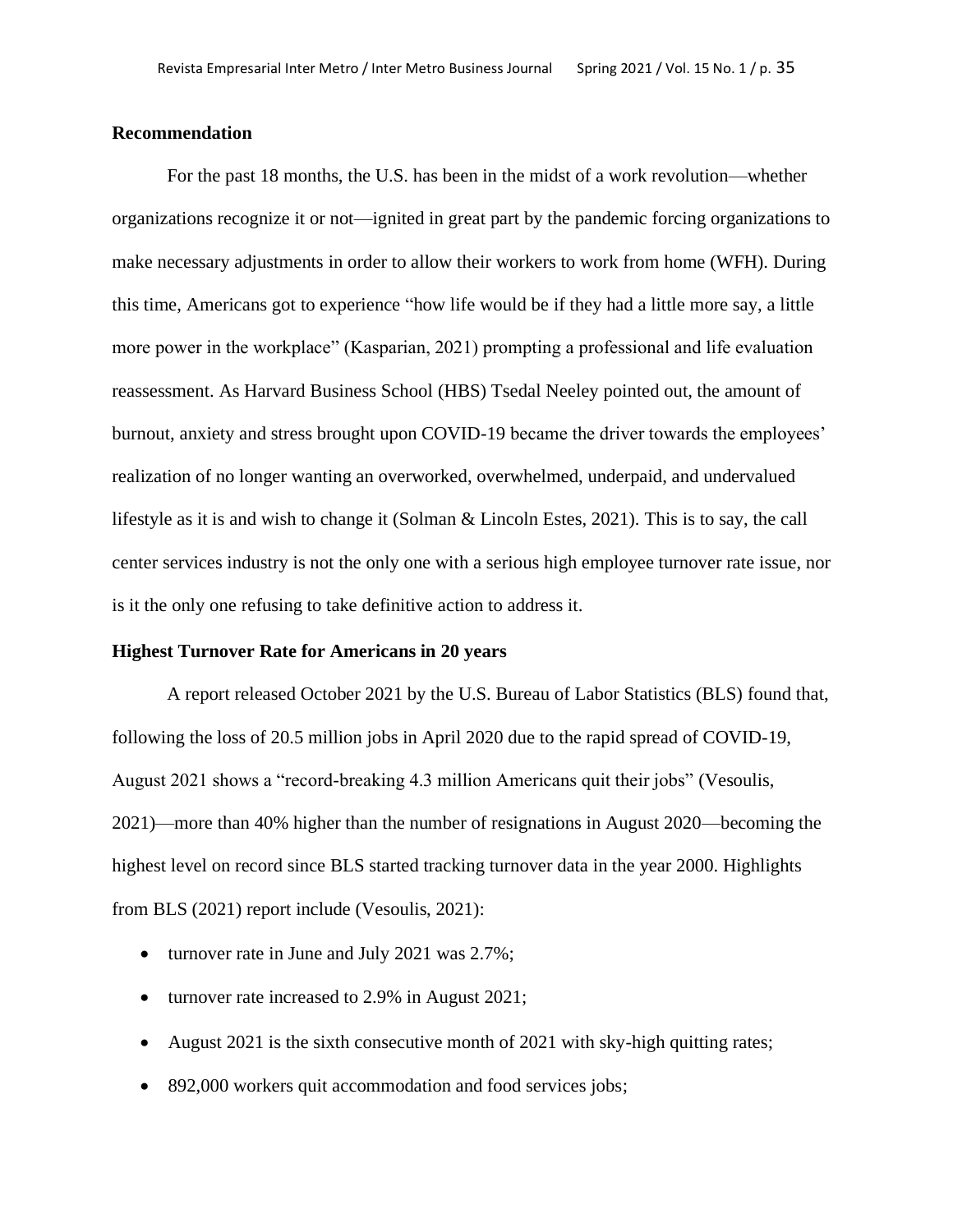## Recommendation

For the past 18 months, the U.S. has been in the midst of a work revolution—whether organizations recognize it or not—ignited in great part by the pandemic forcing organizations to make necessary adjustments in order to allow their workers to work from home (WFH). During this time, Americans got to experience "how life would be if they had a little more say, a little more power in the workplace" (Kasparian, 2021) prompting a professional and life evaluation reassessment. As Harvard Business School (HBS) Tsedal Neeley pointed out, the amount of burnout, anxiety and stress brought upon COVID-19 became the driver towards the employees' realization of no longer wanting an overworked, overwhelmed, underpaid, and undervalued lifestyle as it is and wish to change it (Solman & Lincoln Estes, 2021). This is to say, the call center services industry is not the only one with a serious high employee turnover rate issue, nor is it the only one refusing to take definitive action to address it.

## Highest Turnover Rate for Americans in 20 years

A report released October 2021 by the U.S. Bureau of Labor Statistics (BLS) found that, following the loss of 20.5 million jobs in April 2020 due to the rapid spread of COVID-19, August 2021 shows a "record-breaking 4.3 million Americans quit their jobs" (Vesoulis, 2021)—more than 40% higher than the number of resignations in August 2020—becoming the highest level on record since BLS started tracking turnover data in the year 2000. Highlights from BLS (2021) report include (Vesoulis, 2021):

- turnover rate in June and July 2021 was 2.7%;
- turnover rate increased to 2.9% in August 2021;
- August 2021 is the sixth consecutive month of 2021 with sky-high quitting rates;
- 892,000 workers quit accommodation and food services jobs;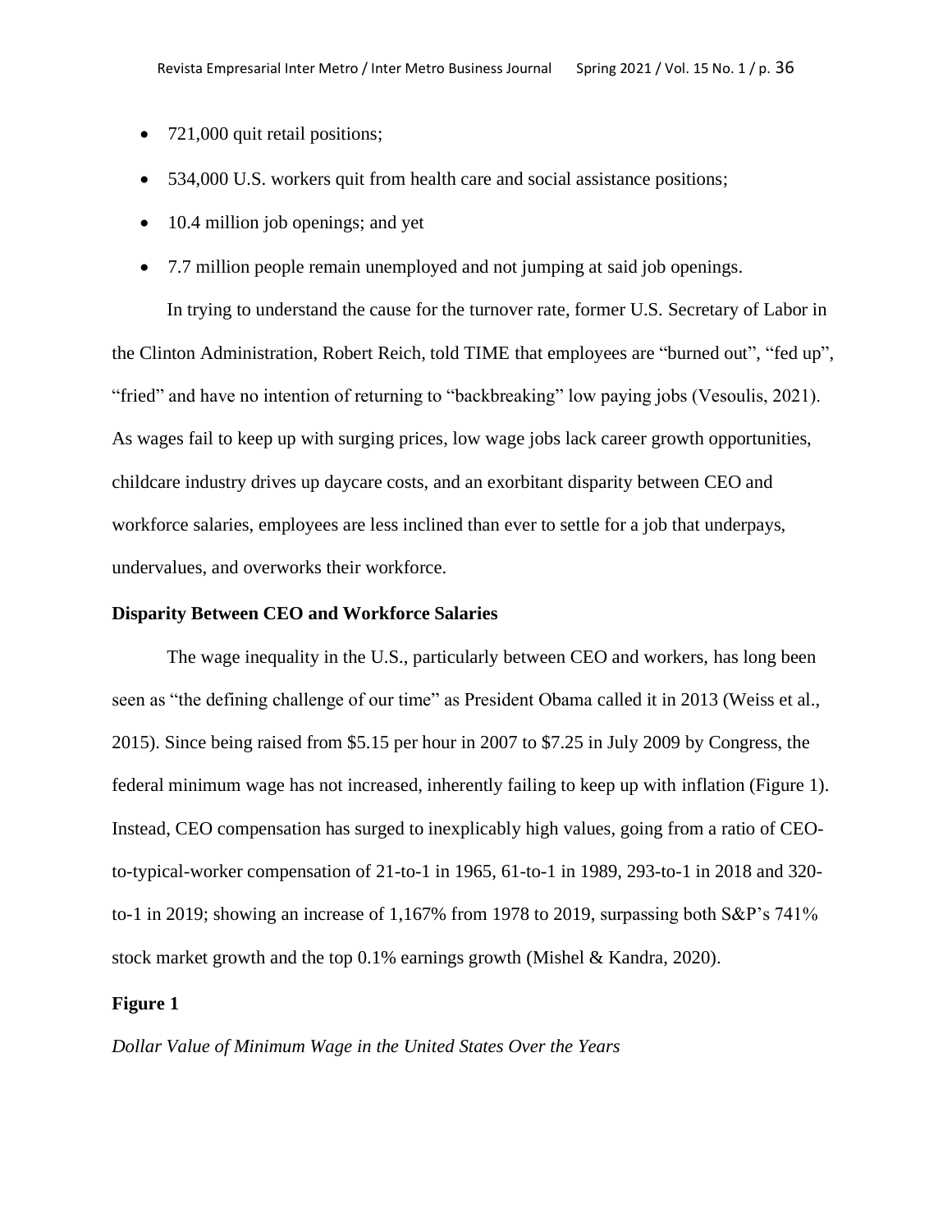- 721,000 quit retail positions;
- 534,000 U.S. workers quit from health care and social assistance positions;
- 10.4 million job openings; and yet
- 7.7 million people remain unemployed and not jumping at said job openings.

In trying to understand the cause for the turnover rate, former U.S. Secretary of Labor in the Clinton Administration, Robert Reich, told TIME that employees are "burned out", "fed up", "fried" and have no intention of returning to "backbreaking" low paying jobs (Vesoulis, 2021). As wages fail to keep up with surging prices, low wage jobs lack career growth opportunities, childcare industry drives up daycare costs, and an exorbitant disparity between CEO and workforce salaries, employees are less inclined than ever to settle for a job that underpays, undervalues, and overworks their workforce.

**Disparity Between CEO and Workforce Salaries**

The wage inequality in the U.S., particularly between CEO and workers, has long been seen as "the defining challenge of our time" as President Obama called it in 2013 (Weiss et al., 2015). Since being raised from $5.15 per hour in 2007 to $7.25 in July 2009 by Congress, the federal minimum wage has not increased, inherently failing to keep up with inflation (Figure 1). Instead, CEO compensation has surged to inexplicably high values, going from a ratio of CEO-to-typical-worker compensation of 21-to-1 in 1965, 61-to-1 in 1989, 293-to-1 in 2018 and 320-to-1 in 2019; showing an increase of 1,167% from 1978 to 2019, surpassing both S&P's 741% stock market growth and the top 0.1% earnings growth (Mishel & Kandra, 2020).

**Figure 1**

*Dollar Value of Minimum Wage in the United States Over the Years*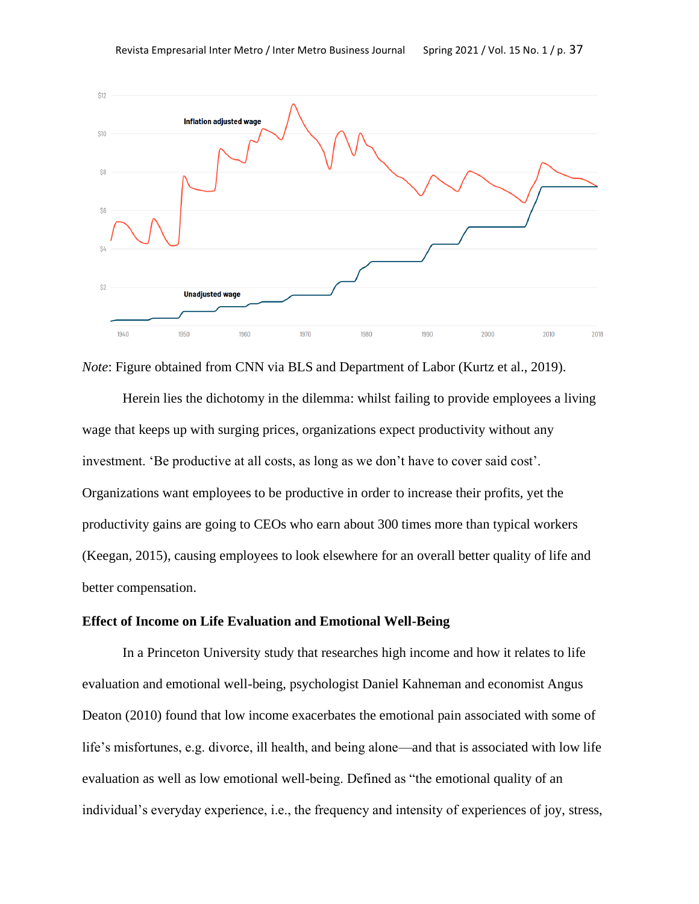*Note*: Figure obtained from CNN via BLS and Department of Labor (Kurtz et al., 2019).

Herein lies the dichotomy in the dilemma: whilst failing to provide employees a living wage that keeps up with surging prices, organizations expect productivity without any investment. 'Be productive at all costs, as long as we don't have to cover said cost'. Organizations want employees to be productive in order to increase their profits, yet the productivity gains are going to CEOs who earn about 300 times more than typical workers (Keegan, 2015), causing employees to look elsewhere for an overall better quality of life and better compensation.

### Effect of Income on Life Evaluation and Emotional Well-Being

In a Princeton University study that researches high income and how it relates to life evaluation and emotional well-being, psychologist Daniel Kahneman and economist Angus Deaton (2010) found that low income exacerbates the emotional pain associated with some of life's misfortunes, e.g. divorce, ill health, and being alone—and that is associated with low life evaluation as well as low emotional well-being. Defined as "the emotional quality of an individual's everyday experience, i.e., the frequency and intensity of experiences of joy, stress,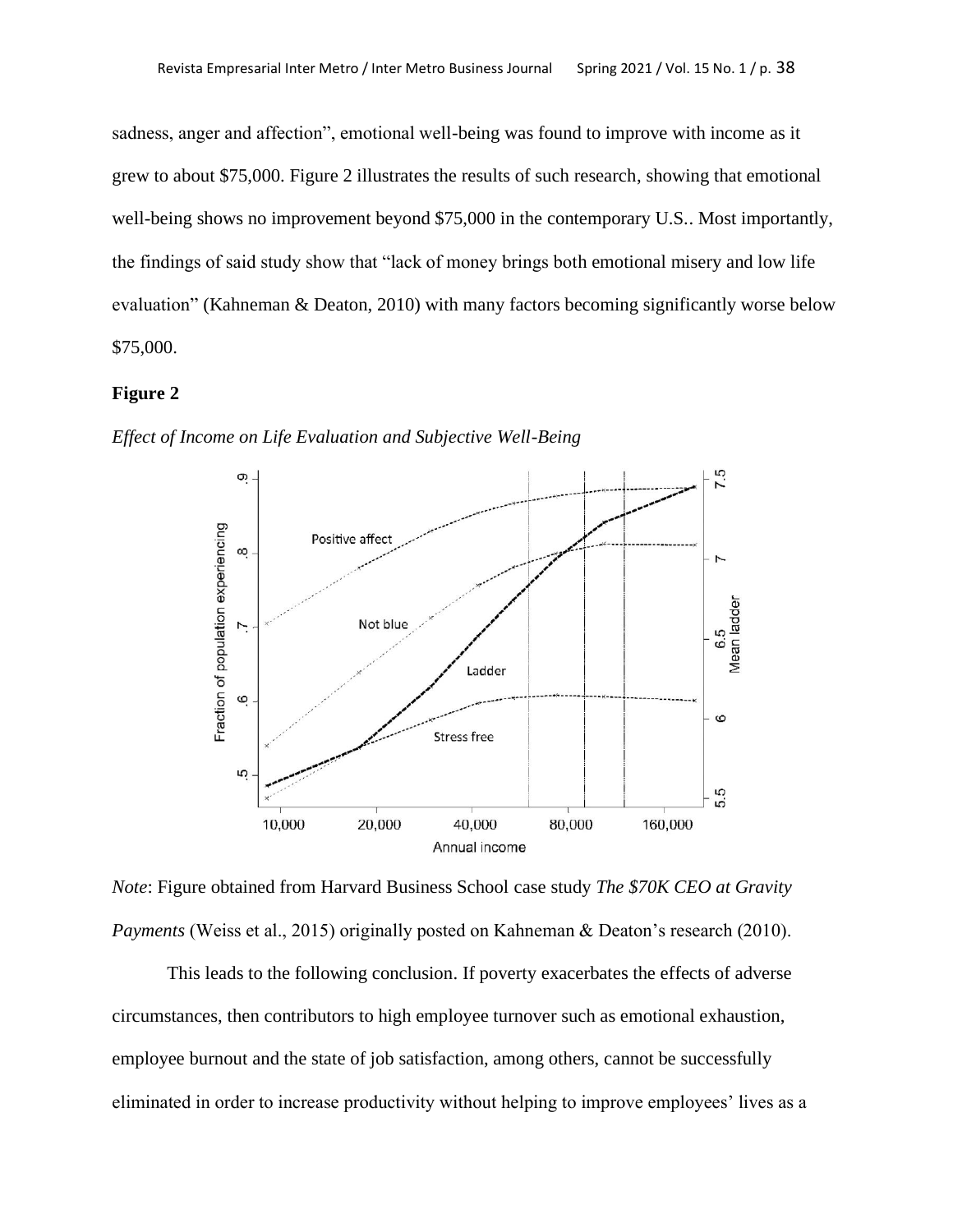sadness, anger and affection", emotional well-being was found to improve with income as it grew to about $75,000. Figure 2 illustrates the results of such research, showing that emotional well-being shows no improvement beyond $75,000 in the contemporary U.S.. Most importantly, the findings of said study show that "lack of money brings both emotional misery and low life evaluation" (Kahneman & Deaton, 2010) with many factors becoming significantly worse below $75,000.

**Figure 2**

*Effect of Income on Life Evaluation and Subjective Well-Being*

*Note*: Figure obtained from Harvard Business School case study *The $70K CEO at Gravity Payments* (Weiss et al., 2015) originally posted on Kahneman & Deaton's research (2010).

This leads to the following conclusion. If poverty exacerbates the effects of adverse circumstances, then contributors to high employee turnover such as emotional exhaustion, employee burnout and the state of job satisfaction, among others, cannot be successfully eliminated in order to increase productivity without helping to improve employees' lives as a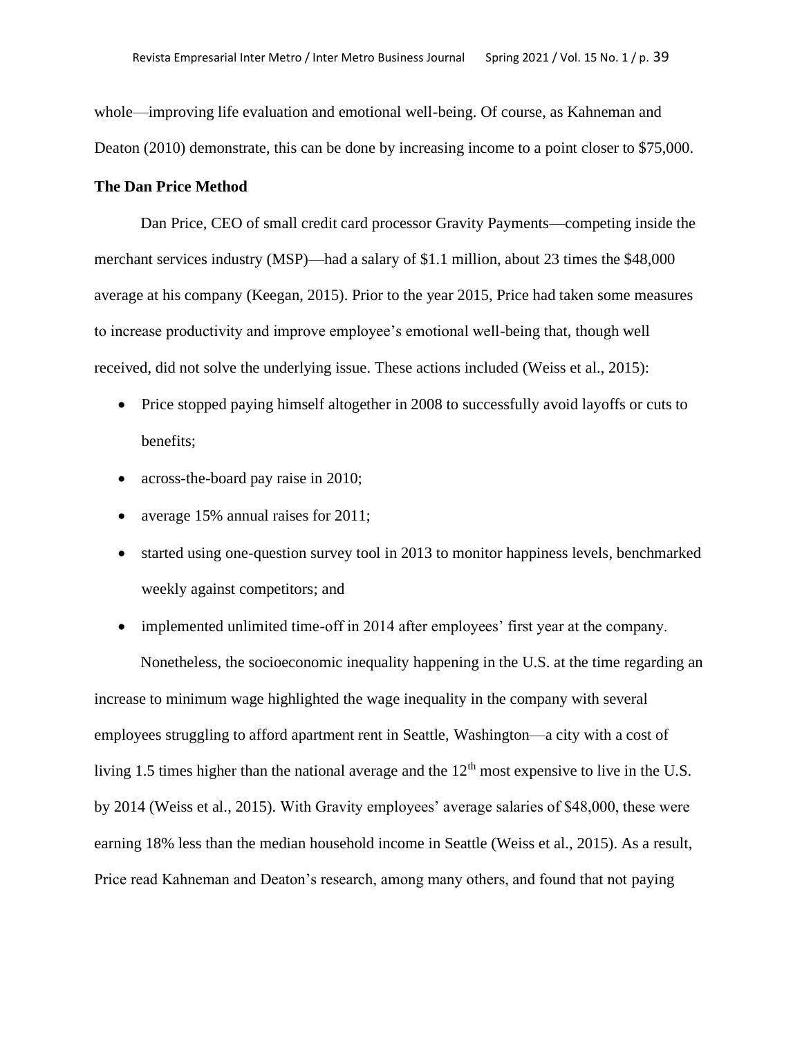whole—improving life evaluation and emotional well-being. Of course, as Kahneman and Deaton (2010) demonstrate, this can be done by increasing income to a point closer to $75,000.

**The Dan Price Method**

Dan Price, CEO of small credit card processor Gravity Payments—competing inside the merchant services industry (MSP)—had a salary of $1.1 million, about 23 times the $48,000 average at his company (Keegan, 2015). Prior to the year 2015, Price had taken some measures to increase productivity and improve employee's emotional well-being that, though well received, did not solve the underlying issue. These actions included (Weiss et al., 2015):

- Price stopped paying himself altogether in 2008 to successfully avoid layoffs or cuts to benefits;
- across-the-board pay raise in 2010;
- average 15% annual raises for 2011;
- started using one-question survey tool in 2013 to monitor happiness levels, benchmarked weekly against competitors; and
- implemented unlimited time-off in 2014 after employees' first year at the company.

Nonetheless, the socioeconomic inequality happening in the U.S. at the time regarding an increase to minimum wage highlighted the wage inequality in the company with several employees struggling to afford apartment rent in Seattle, Washington—a city with a cost of living 1.5 times higher than the national average and the 12th most expensive to live in the U.S. by 2014 (Weiss et al., 2015). With Gravity employees' average salaries of $48,000, these were earning 18% less than the median household income in Seattle (Weiss et al., 2015). As a result, Price read Kahneman and Deaton's research, among many others, and found that not paying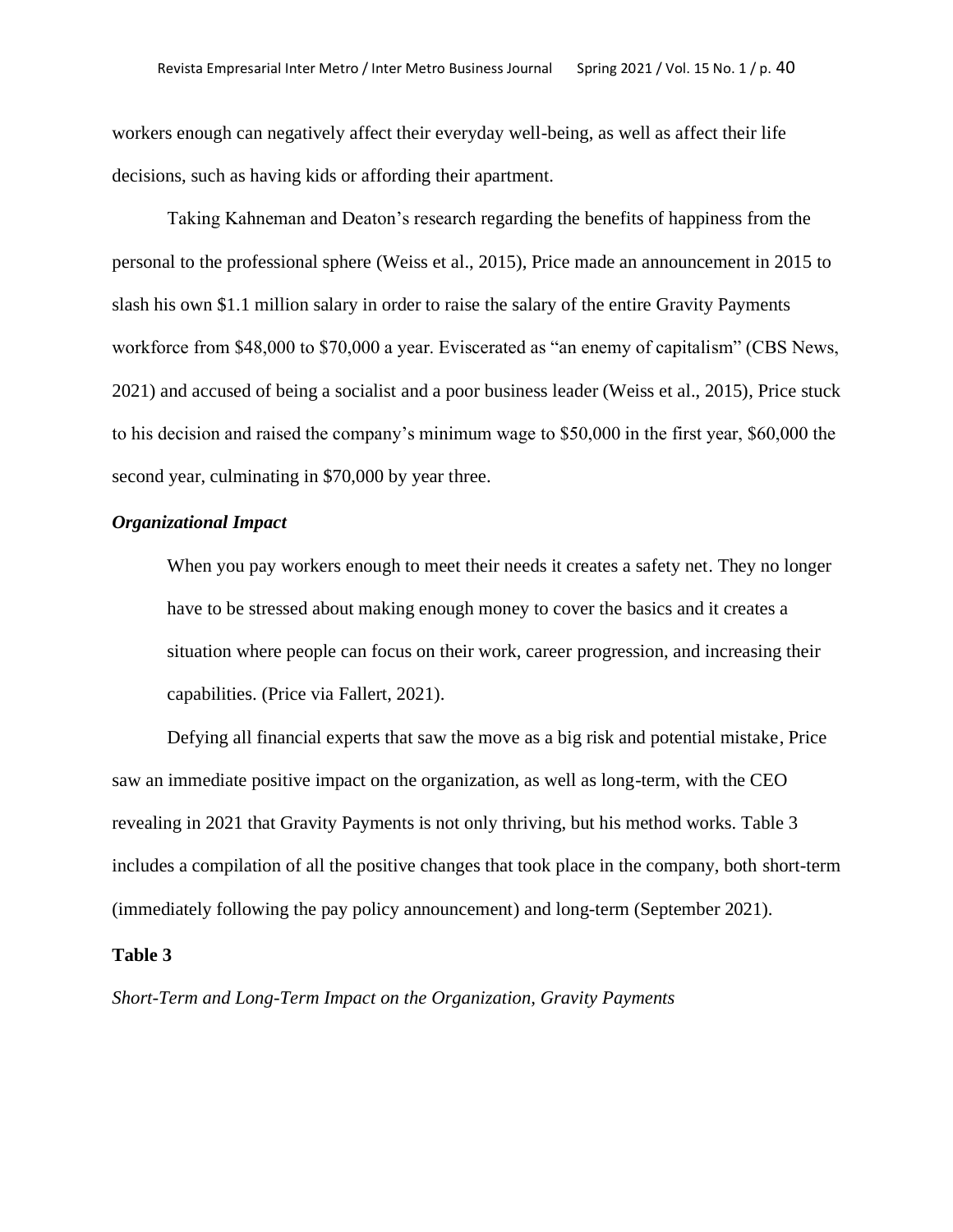workers enough can negatively affect their everyday well-being, as well as affect their life decisions, such as having kids or affording their apartment.

Taking Kahneman and Deaton's research regarding the benefits of happiness from the personal to the professional sphere (Weiss et al., 2015), Price made an announcement in 2015 to slash his own $1.1 million salary in order to raise the salary of the entire Gravity Payments workforce from $48,000 to $70,000 a year. Eviscerated as "an enemy of capitalism" (CBS News, 2021) and accused of being a socialist and a poor business leader (Weiss et al., 2015), Price stuck to his decision and raised the company's minimum wage to $50,000 in the first year, $60,000 the second year, culminating in $70,000 by year three.

### *Organizational Impact*

> When you pay workers enough to meet their needs it creates a safety net. They no longer have to be stressed about making enough money to cover the basics and it creates a situation where people can focus on their work, career progression, and increasing their capabilities. (Price via Fallert, 2021).

Defying all financial experts that saw the move as a big risk and potential mistake, Price saw an immediate positive impact on the organization, as well as long-term, with the CEO revealing in 2021 that Gravity Payments is not only thriving, but his method works. Table 3 includes a compilation of all the positive changes that took place in the company, both short-term (immediately following the pay policy announcement) and long-term (September 2021).

**Table 3**

*Short-Term and Long-Term Impact on the Organization, Gravity Payments*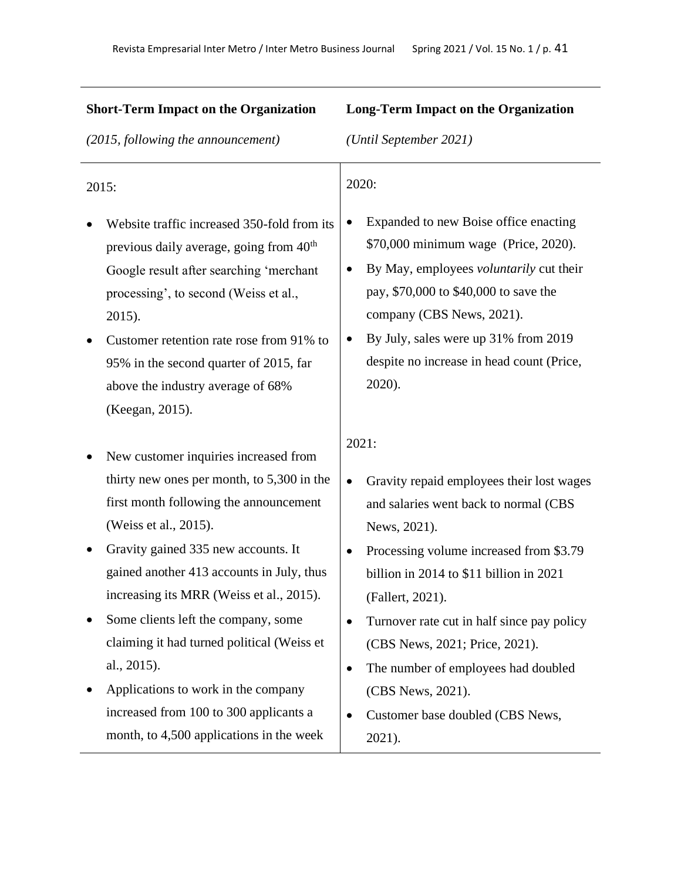| **Short-Term Impact on the Organization** *(2015, following the announcement)* | **Long-Term Impact on the Organization** *(Until September 2021)* |
| --- | --- |
| 2015:<br><br>• Website traffic increased 350-fold from its previous daily average, going from 40th Google result after searching 'merchant processing', to second (Weiss et al., 2015).<br>• Customer retention rate rose from 91% to 95% in the second quarter of 2015, far above the industry average of 68% (Keegan, 2015).<br><br>• New customer inquiries increased from thirty new ones per month, to 5,300 in the first month following the announcement (Weiss et al., 2015).<br>• Gravity gained 335 new accounts. It gained another 413 accounts in July, thus increasing its MRR (Weiss et al., 2015).<br>• Some clients left the company, some claiming it had turned political (Weiss et al., 2015).<br>• Applications to work in the company increased from 100 to 300 applicants a month, to 4,500 applications in the week | 2020:<br><br>• Expanded to new Boise office enacting $70,000 minimum wage (Price, 2020).<br>• By May, employees *voluntarily* cut their pay, $70,000 to $40,000 to save the company (CBS News, 2021).<br>• By July, sales were up 31% from 2019 despite no increase in head count (Price, 2020).<br><br>2021:<br><br>• Gravity repaid employees their lost wages and salaries went back to normal (CBS News, 2021).<br>• Processing volume increased from $3.79 billion in 2014 to $11 billion in 2021 (Fallert, 2021).<br>• Turnover rate cut in half since pay policy (CBS News, 2021; Price, 2021).<br>• The number of employees had doubled (CBS News, 2021).<br>• Customer base doubled (CBS News, 2021). |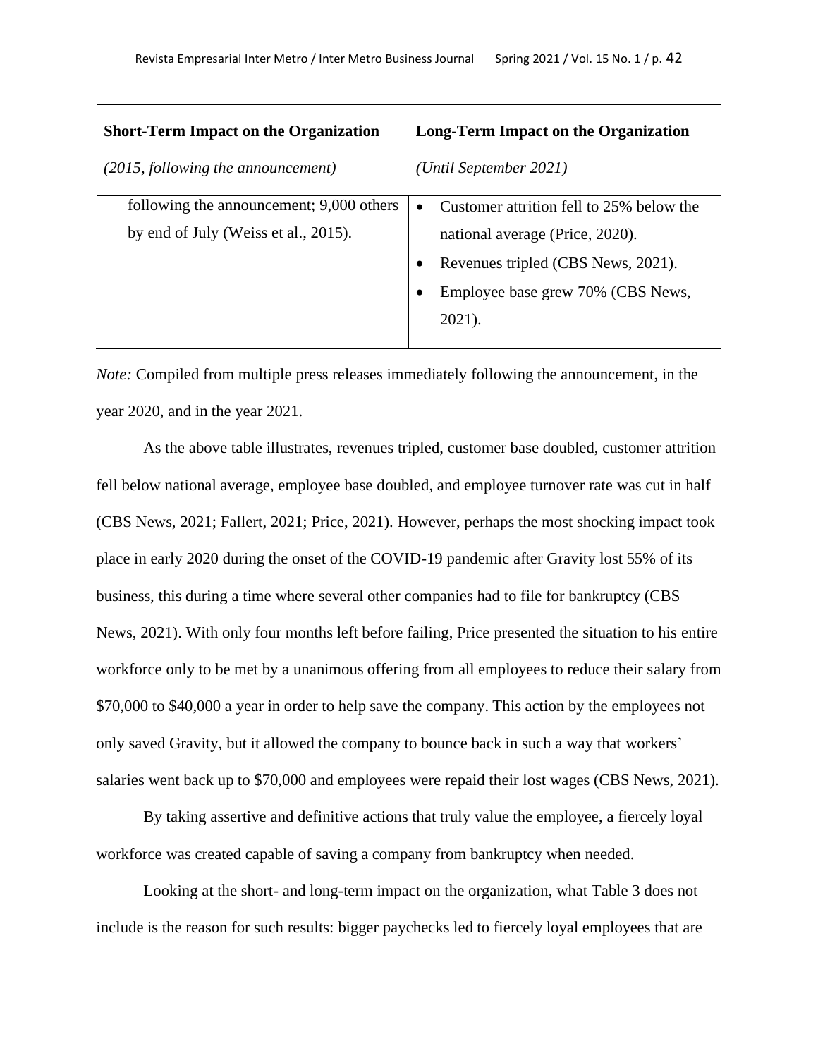| **Short-Term Impact on the Organization** *(2015, following the announcement)* | **Long-Term Impact on the Organization** *(Until September 2021)* |
|---|---|
| following the announcement; 9,000 others by end of July (Weiss et al., 2015). | • Customer attrition fell to 25% below the national average (Price, 2020).<br>• Revenues tripled (CBS News, 2021).<br>• Employee base grew 70% (CBS News, 2021). |

*Note:* Compiled from multiple press releases immediately following the announcement, in the year 2020, and in the year 2021.

As the above table illustrates, revenues tripled, customer base doubled, customer attrition fell below national average, employee base doubled, and employee turnover rate was cut in half (CBS News, 2021; Fallert, 2021; Price, 2021). However, perhaps the most shocking impact took place in early 2020 during the onset of the COVID-19 pandemic after Gravity lost 55% of its business, this during a time where several other companies had to file for bankruptcy (CBS News, 2021). With only four months left before failing, Price presented the situation to his entire workforce only to be met by a unanimous offering from all employees to reduce their salary from \$70,000 to \$40,000 a year in order to help save the company. This action by the employees not only saved Gravity, but it allowed the company to bounce back in such a way that workers' salaries went back up to \$70,000 and employees were repaid their lost wages (CBS News, 2021).

By taking assertive and definitive actions that truly value the employee, a fiercely loyal workforce was created capable of saving a company from bankruptcy when needed.

Looking at the short- and long-term impact on the organization, what Table 3 does not include is the reason for such results: bigger paychecks led to fiercely loyal employees that are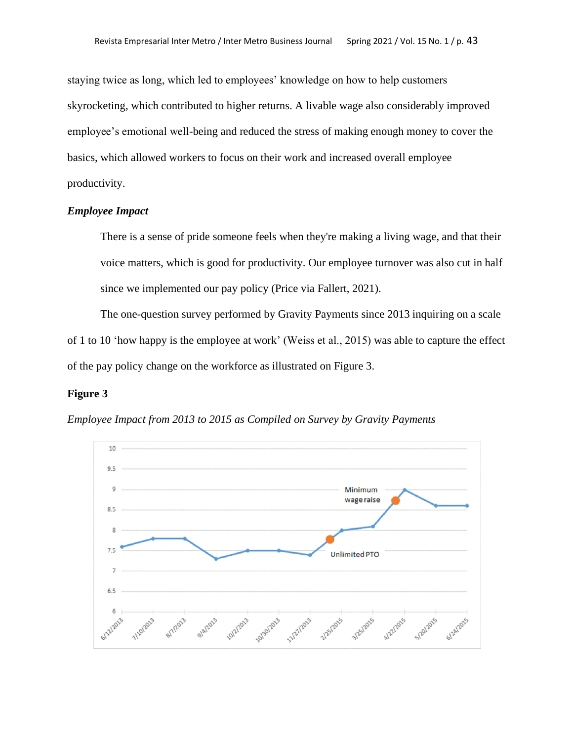staying twice as long, which led to employees' knowledge on how to help customers skyrocketing, which contributed to higher returns. A livable wage also considerably improved employee's emotional well-being and reduced the stress of making enough money to cover the basics, which allowed workers to focus on their work and increased overall employee productivity.

***Employee Impact***

> There is a sense of pride someone feels when they're making a living wage, and that their voice matters, which is good for productivity. Our employee turnover was also cut in half since we implemented our pay policy (Price via Fallert, 2021).

The one-question survey performed by Gravity Payments since 2013 inquiring on a scale of 1 to 10 'how happy is the employee at work' (Weiss et al., 2015) was able to capture the effect of the pay policy change on the workforce as illustrated on Figure 3.

**Figure 3**

*Employee Impact from 2013 to 2015 as Compiled on Survey by Gravity Payments*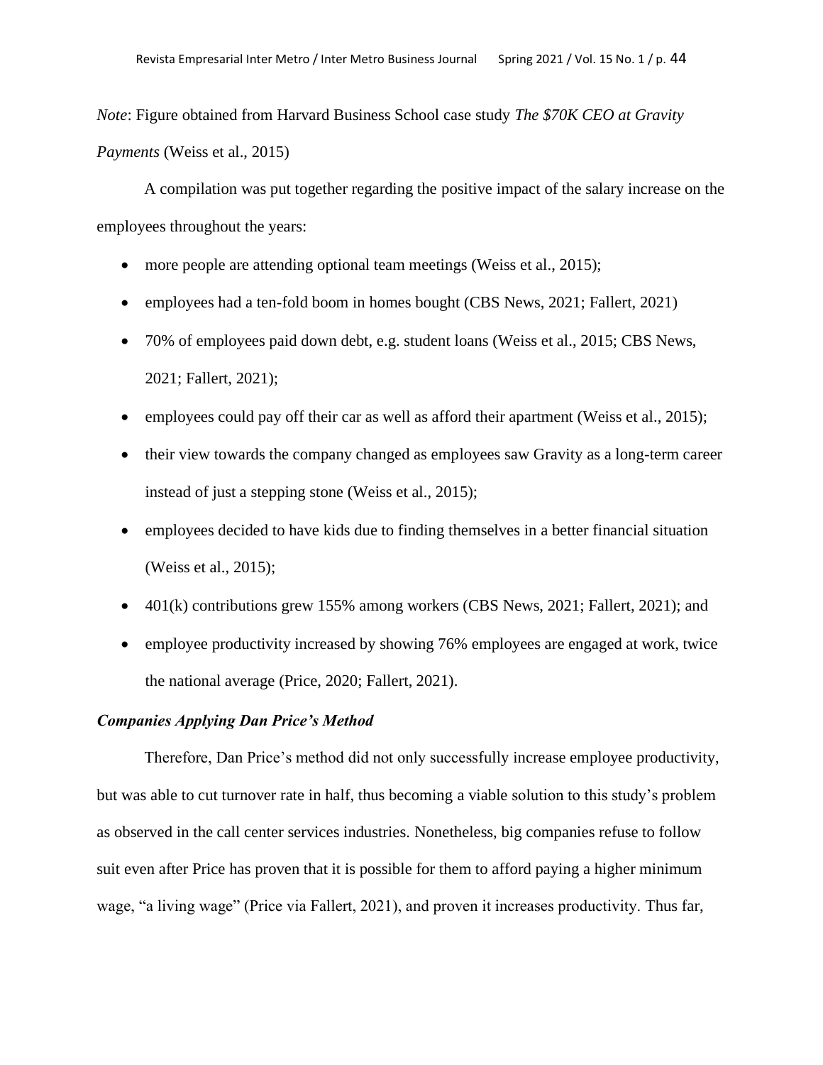*Note*: Figure obtained from Harvard Business School case study *The $70K CEO at Gravity Payments* (Weiss et al., 2015)

A compilation was put together regarding the positive impact of the salary increase on the employees throughout the years:

- more people are attending optional team meetings (Weiss et al., 2015);
- employees had a ten-fold boom in homes bought (CBS News, 2021; Fallert, 2021)
- 70% of employees paid down debt, e.g. student loans (Weiss et al., 2015; CBS News, 2021; Fallert, 2021);
- employees could pay off their car as well as afford their apartment (Weiss et al., 2015);
- their view towards the company changed as employees saw Gravity as a long-term career instead of just a stepping stone (Weiss et al., 2015);
- employees decided to have kids due to finding themselves in a better financial situation (Weiss et al., 2015);
- 401(k) contributions grew 155% among workers (CBS News, 2021; Fallert, 2021); and
- employee productivity increased by showing 76% employees are engaged at work, twice the national average (Price, 2020; Fallert, 2021).

### *Companies Applying Dan Price's Method*

Therefore, Dan Price's method did not only successfully increase employee productivity, but was able to cut turnover rate in half, thus becoming a viable solution to this study's problem as observed in the call center services industries. Nonetheless, big companies refuse to follow suit even after Price has proven that it is possible for them to afford paying a higher minimum wage, "a living wage" (Price via Fallert, 2021), and proven it increases productivity. Thus far,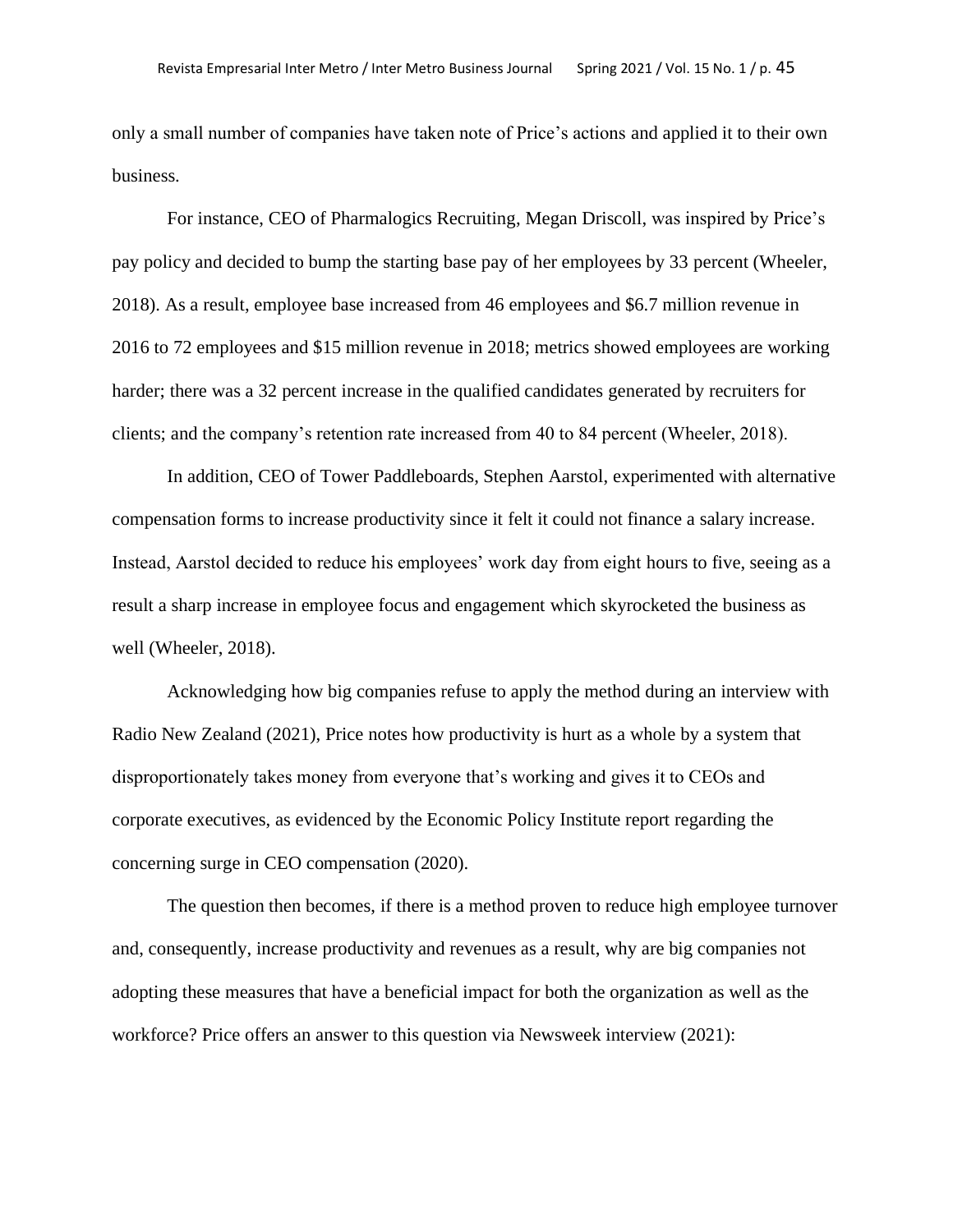only a small number of companies have taken note of Price's actions and applied it to their own business.

For instance, CEO of Pharmalogics Recruiting, Megan Driscoll, was inspired by Price's pay policy and decided to bump the starting base pay of her employees by 33 percent (Wheeler, 2018). As a result, employee base increased from 46 employees and $6.7 million revenue in 2016 to 72 employees and $15 million revenue in 2018; metrics showed employees are working harder; there was a 32 percent increase in the qualified candidates generated by recruiters for clients; and the company's retention rate increased from 40 to 84 percent (Wheeler, 2018).

In addition, CEO of Tower Paddleboards, Stephen Aarstol, experimented with alternative compensation forms to increase productivity since it felt it could not finance a salary increase. Instead, Aarstol decided to reduce his employees' work day from eight hours to five, seeing as a result a sharp increase in employee focus and engagement which skyrocketed the business as well (Wheeler, 2018).

Acknowledging how big companies refuse to apply the method during an interview with Radio New Zealand (2021), Price notes how productivity is hurt as a whole by a system that disproportionately takes money from everyone that's working and gives it to CEOs and corporate executives, as evidenced by the Economic Policy Institute report regarding the concerning surge in CEO compensation (2020).

The question then becomes, if there is a method proven to reduce high employee turnover and, consequently, increase productivity and revenues as a result, why are big companies not adopting these measures that have a beneficial impact for both the organization as well as the workforce? Price offers an answer to this question via Newsweek interview (2021):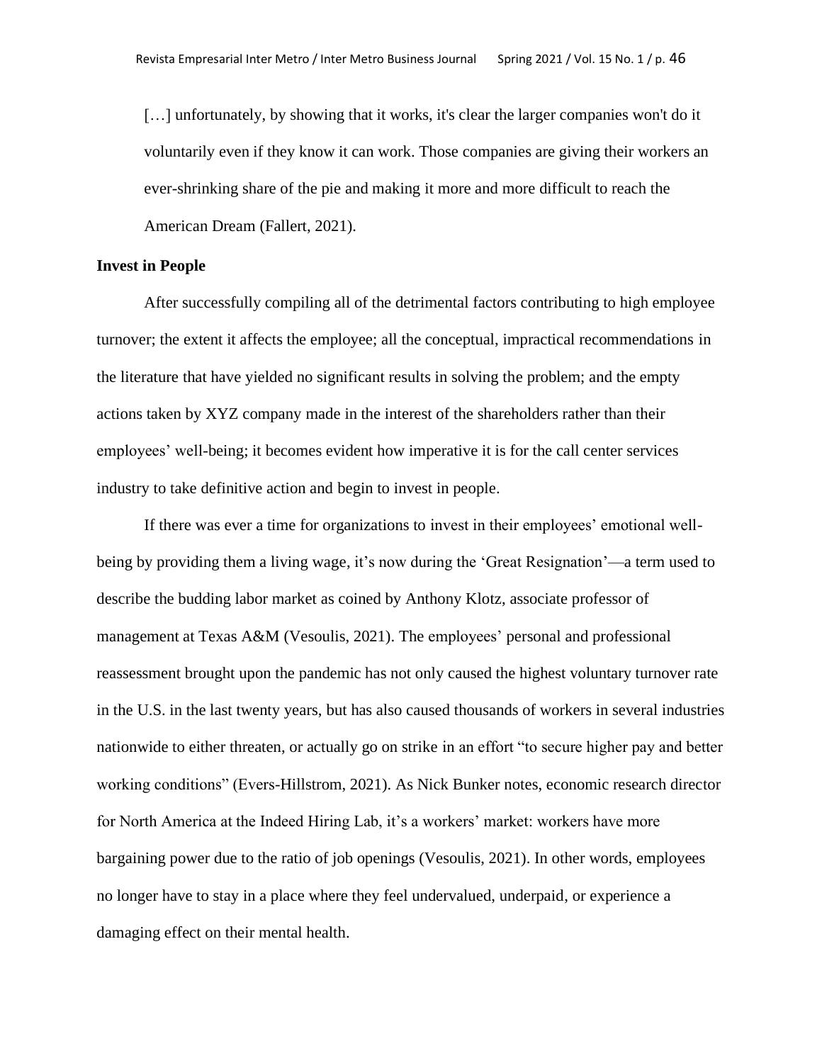> […] unfortunately, by showing that it works, it's clear the larger companies won't do it voluntarily even if they know it can work. Those companies are giving their workers an ever-shrinking share of the pie and making it more and more difficult to reach the American Dream (Fallert, 2021).

**Invest in People**

After successfully compiling all of the detrimental factors contributing to high employee turnover; the extent it affects the employee; all the conceptual, impractical recommendations in the literature that have yielded no significant results in solving the problem; and the empty actions taken by XYZ company made in the interest of the shareholders rather than their employees' well-being; it becomes evident how imperative it is for the call center services industry to take definitive action and begin to invest in people.

If there was ever a time for organizations to invest in their employees' emotional well-being by providing them a living wage, it's now during the 'Great Resignation'—a term used to describe the budding labor market as coined by Anthony Klotz, associate professor of management at Texas A&M (Vesoulis, 2021). The employees' personal and professional reassessment brought upon the pandemic has not only caused the highest voluntary turnover rate in the U.S. in the last twenty years, but has also caused thousands of workers in several industries nationwide to either threaten, or actually go on strike in an effort "to secure higher pay and better working conditions" (Evers-Hillstrom, 2021). As Nick Bunker notes, economic research director for North America at the Indeed Hiring Lab, it's a workers' market: workers have more bargaining power due to the ratio of job openings (Vesoulis, 2021). In other words, employees no longer have to stay in a place where they feel undervalued, underpaid, or experience a damaging effect on their mental health.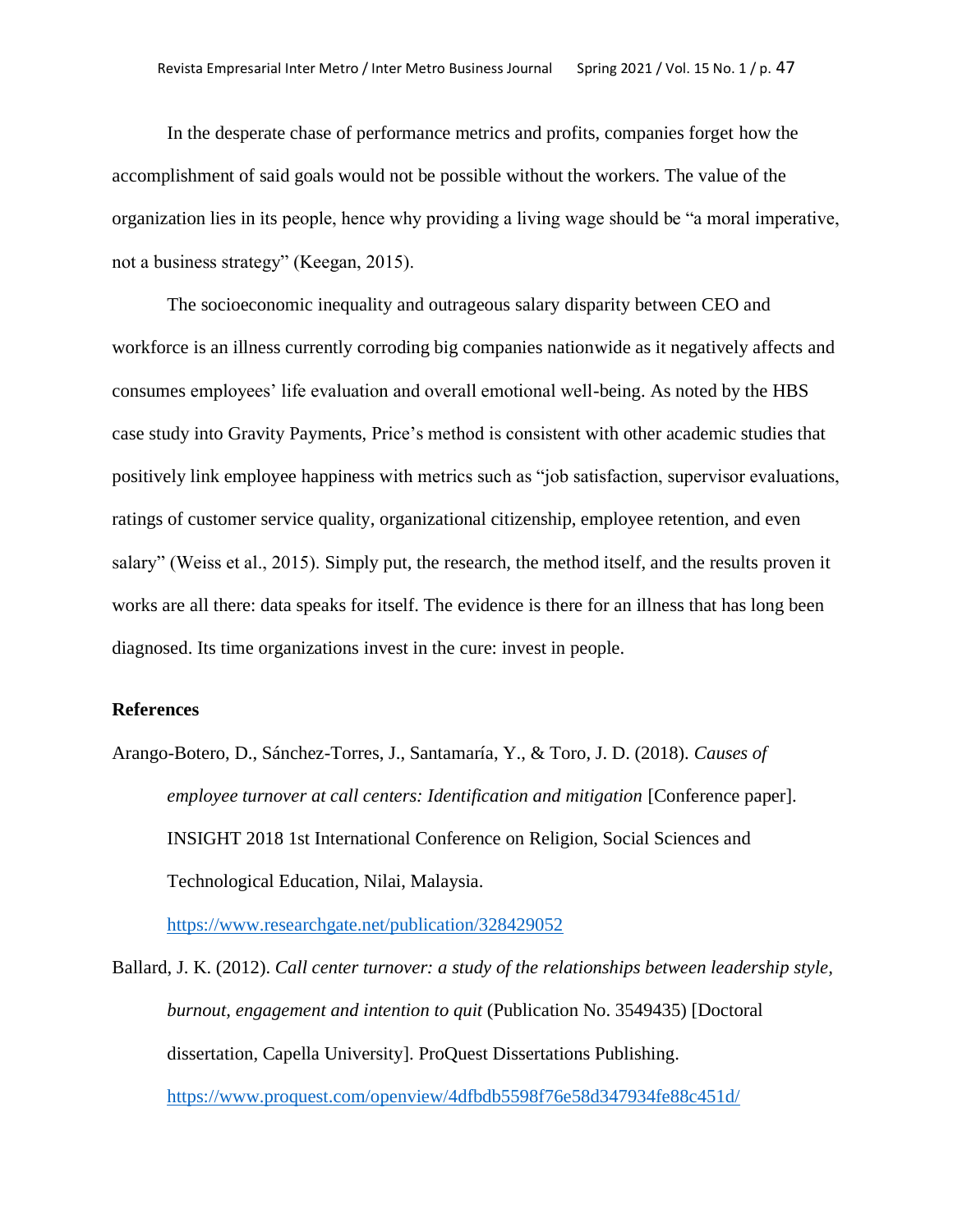In the desperate chase of performance metrics and profits, companies forget how the accomplishment of said goals would not be possible without the workers. The value of the organization lies in its people, hence why providing a living wage should be "a moral imperative, not a business strategy" (Keegan, 2015).

The socioeconomic inequality and outrageous salary disparity between CEO and workforce is an illness currently corroding big companies nationwide as it negatively affects and consumes employees' life evaluation and overall emotional well-being. As noted by the HBS case study into Gravity Payments, Price's method is consistent with other academic studies that positively link employee happiness with metrics such as "job satisfaction, supervisor evaluations, ratings of customer service quality, organizational citizenship, employee retention, and even salary" (Weiss et al., 2015). Simply put, the research, the method itself, and the results proven it works are all there: data speaks for itself. The evidence is there for an illness that has long been diagnosed. Its time organizations invest in the cure: invest in people.

**References**

Arango-Botero, D., Sánchez-Torres, J., Santamaría, Y., & Toro, J. D. (2018). *Causes of employee turnover at call centers: Identification and mitigation* [Conference paper]. INSIGHT 2018 1st International Conference on Religion, Social Sciences and Technological Education, Nilai, Malaysia. https://www.researchgate.net/publication/328429052

Ballard, J. K. (2012). *Call center turnover: a study of the relationships between leadership style, burnout, engagement and intention to quit* (Publication No. 3549435) [Doctoral dissertation, Capella University]. ProQuest Dissertations Publishing. https://www.proquest.com/openview/4dfbdb5598f76e58d347934fe88c451d/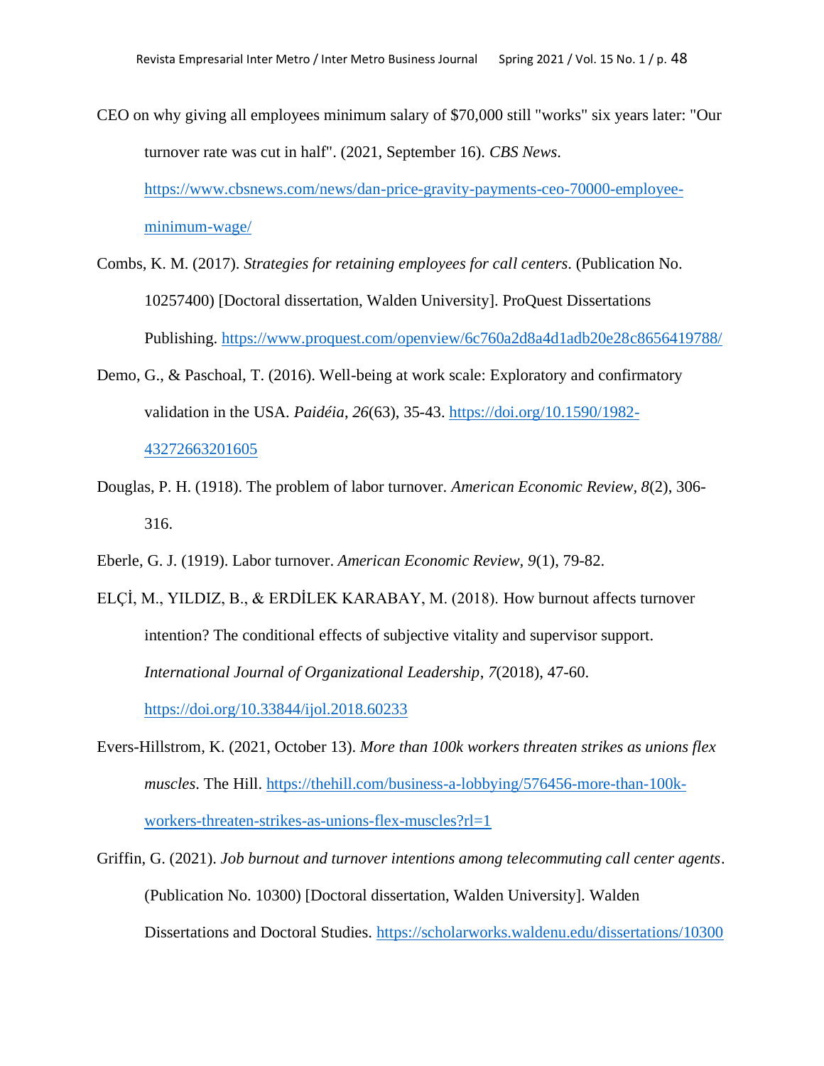CEO on why giving all employees minimum salary of $70,000 still "works" six years later: "Our turnover rate was cut in half". (2021, September 16). *CBS News*. https://www.cbsnews.com/news/dan-price-gravity-payments-ceo-70000-employee-minimum-wage/

Combs, K. M. (2017). *Strategies for retaining employees for call centers.* (Publication No. 10257400) [Doctoral dissertation, Walden University]. ProQuest Dissertations Publishing. https://www.proquest.com/openview/6c760a2d8a4d1adb20e28c8656419788/

Demo, G., & Paschoal, T. (2016). Well-being at work scale: Exploratory and confirmatory validation in the USA. *Paidéia*, *26*(63), 35-43. https://doi.org/10.1590/1982-43272663201605

Douglas, P. H. (1918). The problem of labor turnover. *American Economic Review, 8*(2), 306-316.

Eberle, G. J. (1919). Labor turnover. *American Economic Review*, *9*(1), 79-82.

ELÇİ, M., YILDIZ, B., & ERDİLEK KARABAY, M. (2018). How burnout affects turnover intention? The conditional effects of subjective vitality and supervisor support. *International Journal of Organizational Leadership*, *7*(2018), 47-60. https://doi.org/10.33844/ijol.2018.60233

Evers-Hillstrom, K. (2021, October 13). *More than 100k workers threaten strikes as unions flex muscles*. The Hill. https://thehill.com/business-a-lobbying/576456-more-than-100k-workers-threaten-strikes-as-unions-flex-muscles?rl=1

Griffin, G. (2021). *Job burnout and turnover intentions among telecommuting call center agents*. (Publication No. 10300) [Doctoral dissertation, Walden University]. Walden Dissertations and Doctoral Studies. https://scholarworks.waldenu.edu/dissertations/10300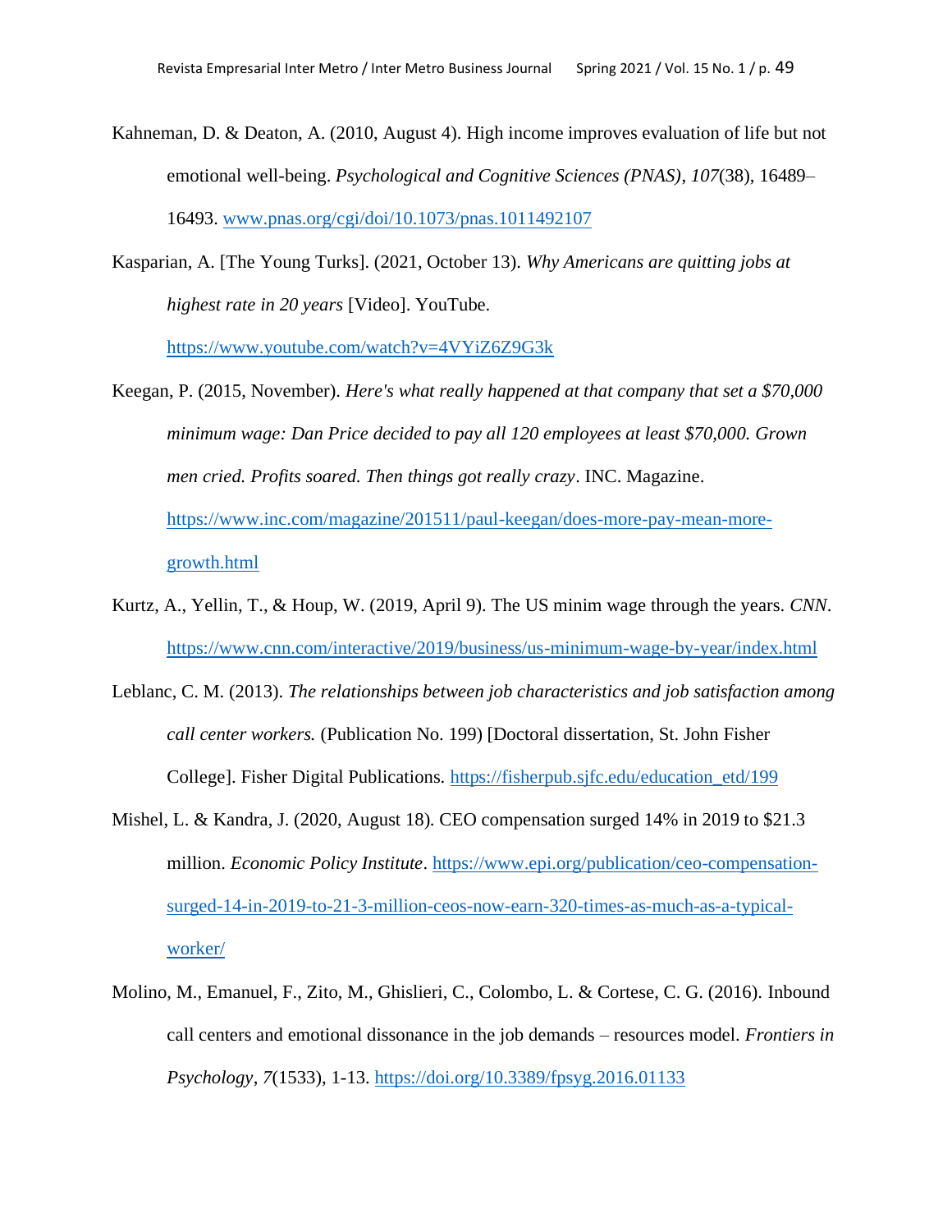Kahneman, D. & Deaton, A. (2010, August 4). High income improves evaluation of life but not emotional well-being. *Psychological and Cognitive Sciences (PNAS)*, *107*(38), 16489–16493. [www.pnas.org/cgi/doi/10.1073/pnas.1011492107](www.pnas.org/cgi/doi/10.1073/pnas.1011492107)

Kasparian, A. [The Young Turks]. (2021, October 13). *Why Americans are quitting jobs at highest rate in 20 years* [Video]. YouTube. [https://www.youtube.com/watch?v=4VYiZ6Z9G3k](https://www.youtube.com/watch?v=4VYiZ6Z9G3k)

Keegan, P. (2015, November). *Here's what really happened at that company that set a $70,000 minimum wage: Dan Price decided to pay all 120 employees at least $70,000. Grown men cried. Profits soared. Then things got really crazy*. INC. Magazine. [https://www.inc.com/magazine/201511/paul-keegan/does-more-pay-mean-more-growth.html](https://www.inc.com/magazine/201511/paul-keegan/does-more-pay-mean-more-growth.html)

Kurtz, A., Yellin, T., & Houp, W. (2019, April 9). The US minim wage through the years. *CNN*. [https://www.cnn.com/interactive/2019/business/us-minimum-wage-by-year/index.html](https://www.cnn.com/interactive/2019/business/us-minimum-wage-by-year/index.html)

Leblanc, C. M. (2013). *The relationships between job characteristics and job satisfaction among call center workers.* (Publication No. 199) [Doctoral dissertation, St. John Fisher College]. Fisher Digital Publications. [https://fisherpub.sjfc.edu/education_etd/199](https://fisherpub.sjfc.edu/education_etd/199)

Mishel, L. & Kandra, J. (2020, August 18). CEO compensation surged 14% in 2019 to $21.3 million. *Economic Policy Institute*. [https://www.epi.org/publication/ceo-compensation-surged-14-in-2019-to-21-3-million-ceos-now-earn-320-times-as-much-as-a-typical-worker/](https://www.epi.org/publication/ceo-compensation-surged-14-in-2019-to-21-3-million-ceos-now-earn-320-times-as-much-as-a-typical-worker/)

Molino, M., Emanuel, F., Zito, M., Ghislieri, C., Colombo, L. & Cortese, C. G. (2016). Inbound call centers and emotional dissonance in the job demands – resources model. *Frontiers in Psychology*, *7*(1533), 1-13. [https://doi.org/10.3389/fpsyg.2016.01133](https://doi.org/10.3389/fpsyg.2016.01133)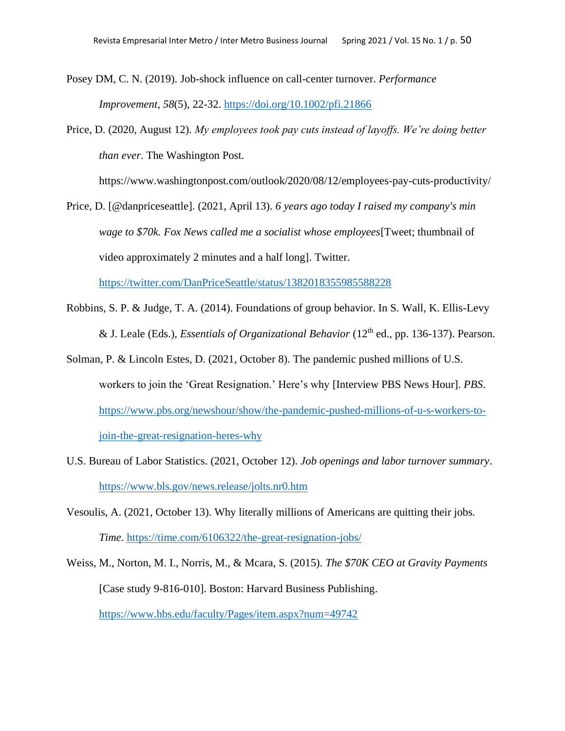Posey DM, C. N. (2019). Job-shock influence on call-center turnover. *Performance Improvement*, *58*(5), 22-32. https://doi.org/10.1002/pfi.21866

Price, D. (2020, August 12). *My employees took pay cuts instead of layoffs. We're doing better than ever*. The Washington Post. https://www.washingtonpost.com/outlook/2020/08/12/employees-pay-cuts-productivity/

Price, D. [@danpriceseattle]. (2021, April 13). *6 years ago today I raised my company's min wage to $70k. Fox News called me a socialist whose employees*[Tweet; thumbnail of video approximately 2 minutes and a half long]. Twitter. https://twitter.com/DanPriceSeattle/status/1382018355985588228

Robbins, S. P. & Judge, T. A. (2014). Foundations of group behavior. In S. Wall, K. Ellis-Levy & J. Leale (Eds.), *Essentials of Organizational Behavior* (12th ed., pp. 136-137). Pearson.

Solman, P. & Lincoln Estes, D. (2021, October 8). The pandemic pushed millions of U.S. workers to join the 'Great Resignation.' Here's why [Interview PBS News Hour]. *PBS*. https://www.pbs.org/newshour/show/the-pandemic-pushed-millions-of-u-s-workers-to-join-the-great-resignation-heres-why

U.S. Bureau of Labor Statistics. (2021, October 12). *Job openings and labor turnover summary*. https://www.bls.gov/news.release/jolts.nr0.htm

Vesoulis, A. (2021, October 13). Why literally millions of Americans are quitting their jobs. *Time*. https://time.com/6106322/the-great-resignation-jobs/

Weiss, M., Norton, M. I., Norris, M., & Mcara, S. (2015). *The $70K CEO at Gravity Payments* [Case study 9-816-010]. Boston: Harvard Business Publishing. https://www.hbs.edu/faculty/Pages/item.aspx?num=49742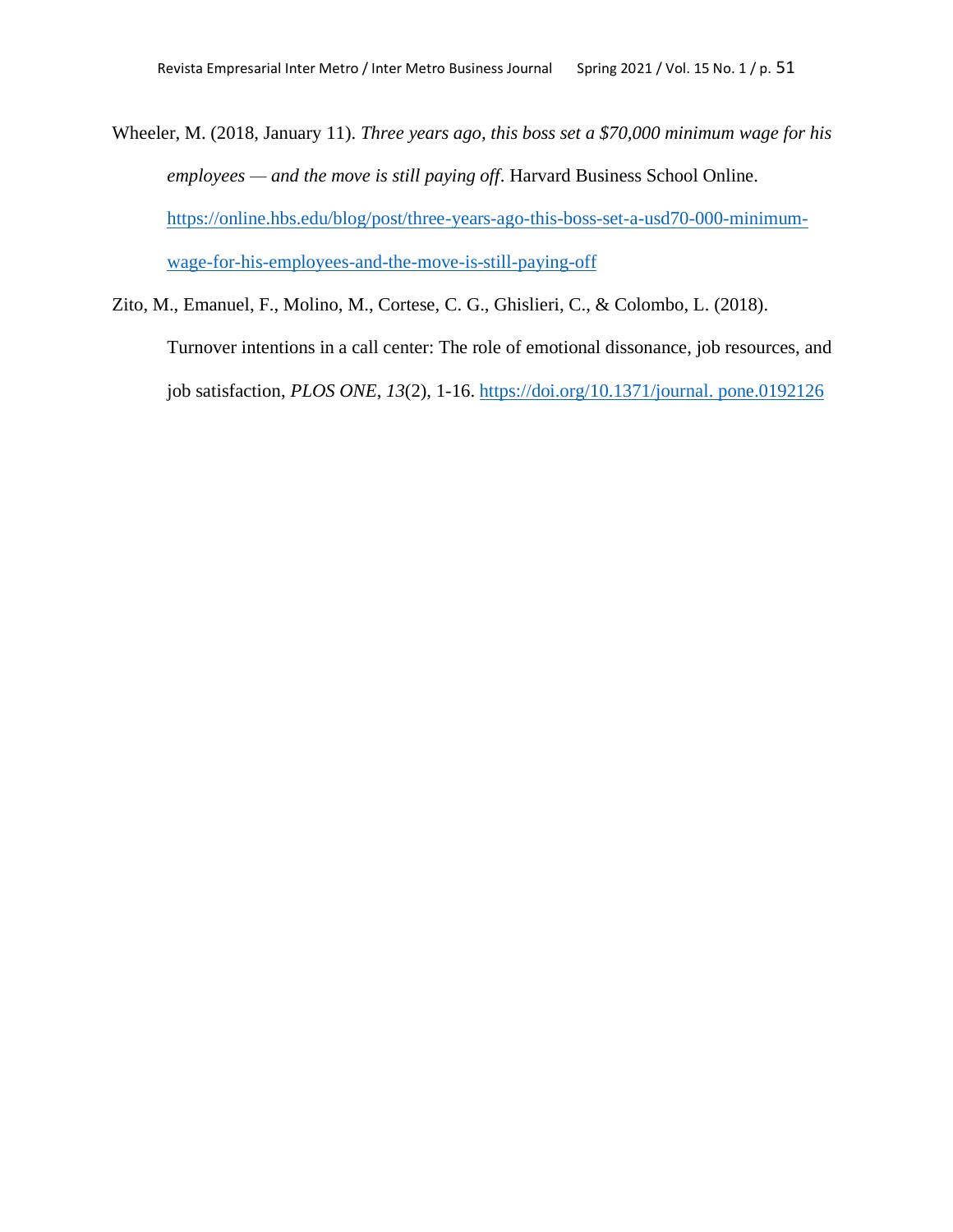Wheeler, M. (2018, January 11). *Three years ago, this boss set a $70,000 minimum wage for his employees — and the move is still paying off*. Harvard Business School Online. https://online.hbs.edu/blog/post/three-years-ago-this-boss-set-a-usd70-000-minimum-wage-for-his-employees-and-the-move-is-still-paying-off

Zito, M., Emanuel, F., Molino, M., Cortese, C. G., Ghislieri, C., & Colombo, L. (2018). Turnover intentions in a call center: The role of emotional dissonance, job resources, and job satisfaction, *PLOS ONE*, *13*(2), 1-16. https://doi.org/10.1371/journal. pone.0192126